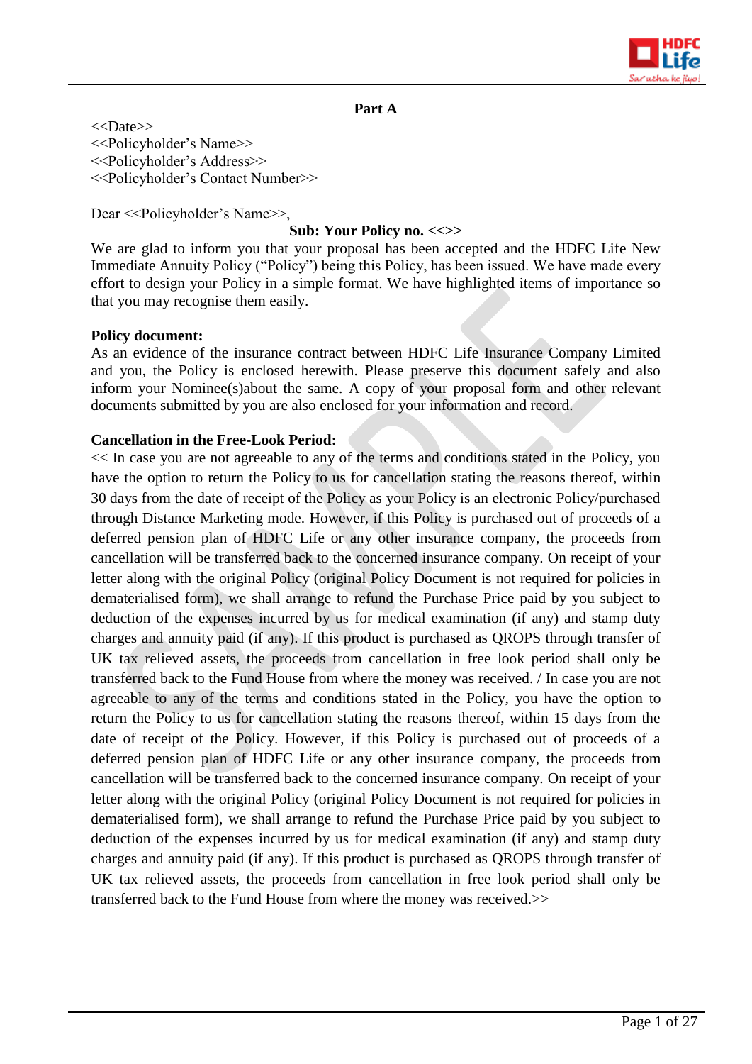## Part A

<<Date>>
<<Policyholder's Name>>
<<Policyholder's Address>>
<<Policyholder's Contact Number>>

Dear <<Policyholder's Name>>,

**Sub: Your Policy no. <<>>**

We are glad to inform you that your proposal has been accepted and the HDFC Life New Immediate Annuity Policy ("Policy") being this Policy, has been issued. We have made every effort to design your Policy in a simple format. We have highlighted items of importance so that you may recognise them easily.

**Policy document:**

As an evidence of the insurance contract between HDFC Life Insurance Company Limited and you, the Policy is enclosed herewith. Please preserve this document safely and also inform your Nominee(s)about the same. A copy of your proposal form and other relevant documents submitted by you are also enclosed for your information and record.

**Cancellation in the Free-Look Period:**

<< In case you are not agreeable to any of the terms and conditions stated in the Policy, you have the option to return the Policy to us for cancellation stating the reasons thereof, within 30 days from the date of receipt of the Policy as your Policy is an electronic Policy/purchased through Distance Marketing mode. However, if this Policy is purchased out of proceeds of a deferred pension plan of HDFC Life or any other insurance company, the proceeds from cancellation will be transferred back to the concerned insurance company. On receipt of your letter along with the original Policy (original Policy Document is not required for policies in dematerialised form), we shall arrange to refund the Purchase Price paid by you subject to deduction of the expenses incurred by us for medical examination (if any) and stamp duty charges and annuity paid (if any). If this product is purchased as QROPS through transfer of UK tax relieved assets, the proceeds from cancellation in free look period shall only be transferred back to the Fund House from where the money was received. / In case you are not agreeable to any of the terms and conditions stated in the Policy, you have the option to return the Policy to us for cancellation stating the reasons thereof, within 15 days from the date of receipt of the Policy. However, if this Policy is purchased out of proceeds of a deferred pension plan of HDFC Life or any other insurance company, the proceeds from cancellation will be transferred back to the concerned insurance company. On receipt of your letter along with the original Policy (original Policy Document is not required for policies in dematerialised form), we shall arrange to refund the Purchase Price paid by you subject to deduction of the expenses incurred by us for medical examination (if any) and stamp duty charges and annuity paid (if any). If this product is purchased as QROPS through transfer of UK tax relieved assets, the proceeds from cancellation in free look period shall only be transferred back to the Fund House from where the money was received.>>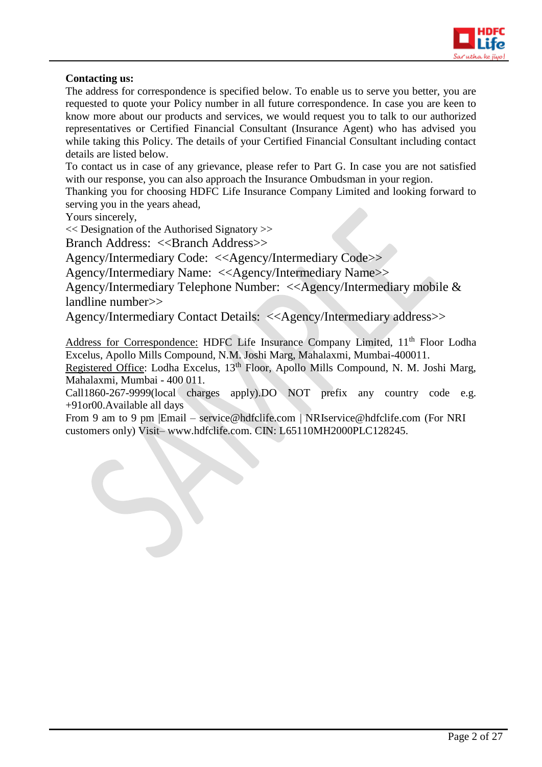**Contacting us:**

The address for correspondence is specified below. To enable us to serve you better, you are requested to quote your Policy number in all future correspondence. In case you are keen to know more about our products and services, we would request you to talk to our authorized representatives or Certified Financial Consultant (Insurance Agent) who has advised you while taking this Policy. The details of your Certified Financial Consultant including contact details are listed below.

To contact us in case of any grievance, please refer to Part G. In case you are not satisfied with our response, you can also approach the Insurance Ombudsman in your region.

Thanking you for choosing HDFC Life Insurance Company Limited and looking forward to serving you in the years ahead,

Yours sincerely,

<< Designation of the Authorised Signatory >>

Branch Address: <<Branch Address>>

Agency/Intermediary Code: <<Agency/Intermediary Code>>

Agency/Intermediary Name: <<Agency/Intermediary Name>>

Agency/Intermediary Telephone Number: <<Agency/Intermediary mobile & landline number>>

Agency/Intermediary Contact Details: <<Agency/Intermediary address>>

Address for Correspondence: HDFC Life Insurance Company Limited, 11th Floor Lodha Excelus, Apollo Mills Compound, N.M. Joshi Marg, Mahalaxmi, Mumbai-400011.

Registered Office: Lodha Excelus, 13th Floor, Apollo Mills Compound, N. M. Joshi Marg, Mahalaxmi, Mumbai - 400 011.

Call1860-267-9999(local charges apply).DO NOT prefix any country code e.g. +91or00.Available all days

From 9 am to 9 pm |Email – service@hdfclife.com | NRIservice@hdfclife.com (For NRI customers only) Visit– www.hdfclife.com. CIN: L65110MH2000PLC128245.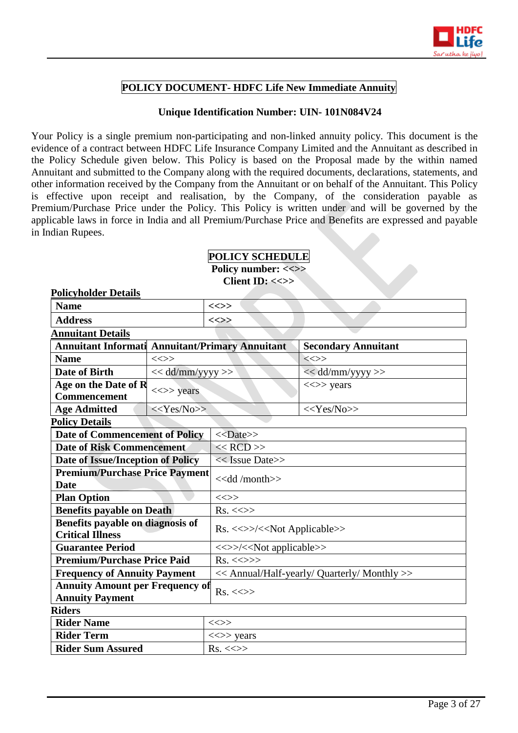**POLICY DOCUMENT- HDFC Life New Immediate Annuity**

**Unique Identification Number: UIN- 101N084V24**

Your Policy is a single premium non-participating and non-linked annuity policy. This document is the evidence of a contract between HDFC Life Insurance Company Limited and the Annuitant as described in the Policy Schedule given below. This Policy is based on the Proposal made by the within named Annuitant and submitted to the Company along with the required documents, declarations, statements, and other information received by the Company from the Annuitant or on behalf of the Annuitant. This Policy is effective upon receipt and realisation, by the Company, of the consideration payable as Premium/Purchase Price under the Policy. This Policy is written under and will be governed by the applicable laws in force in India and all Premium/Purchase Price and Benefits are expressed and payable in Indian Rupees.

**POLICY SCHEDULE**
**Policy number: <<>>**
**Client ID: <<>>**

**Policyholder Details**

| | |
|---|---|
| **Name** | <<>> |
| **Address** | <<>> |

**Annuitant Details**

| **Annuitant Informati** | **Annuitant/Primary Annuitant** | **Secondary Annuitant** |
|---|---|---|
| **Name** | <<>> | <<>> |
| **Date of Birth** | << dd/mm/yyyy >> | << dd/mm/yyyy >> |
| **Age on the Date of R Commencement** | <<>> years | <<>> years |
| **Age Admitted** | <<Yes/No>> | <<Yes/No>> |

**Policy Details**

| | |
|---|---|
| **Date of Commencement of Policy** | <<Date>> |
| **Date of Risk Commencement** | << RCD >> |
| **Date of Issue/Inception of Policy** | << Issue Date>> |
| **Premium/Purchase Price Payment Date** | <<dd /month>> |
| **Plan Option** | <<>> |
| **Benefits payable on Death** | Rs. <<>> |
| **Benefits payable on diagnosis of Critical Illness** | Rs. <<>>/<<Not Applicable>> |
| **Guarantee Period** | <<>>/<<Not applicable>> |
| **Premium/Purchase Price Paid** | Rs. <<>>> |
| **Frequency of Annuity Payment** | << Annual/Half-yearly/ Quarterly/ Monthly >> |
| **Annuity Amount per Frequency of Annuity Payment** | Rs. <<>> |

**Riders**

| | |
|---|---|
| **Rider Name** | <<>> |
| **Rider Term** | <<>> years |
| **Rider Sum Assured** | Rs. <<>> |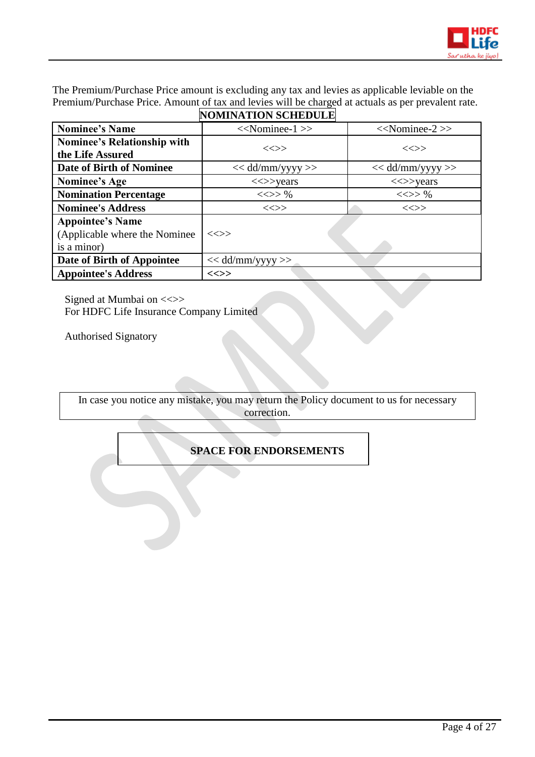The Premium/Purchase Price amount is excluding any tax and levies as applicable leviable on the Premium/Purchase Price. Amount of tax and levies will be charged at actuals as per prevalent rate.

## NOMINATION SCHEDULE

| **Nominee's Name** | <<Nominee-1 >> | <<Nominee-2 >> |
|---|---|---|
| **Nominee's Relationship with the Life Assured** | <<>> | <<>> |
| **Date of Birth of Nominee** | << dd/mm/yyyy >> | << dd/mm/yyyy >> |
| **Nominee's Age** | <<>>years | <<>>years |
| **Nomination Percentage** | <<>> % | <<>> % |
| **Nominee's Address** | <<>> | <<>> |
| **Appointee's Name** (Applicable where the Nominee is a minor) | <<>> | |
| **Date of Birth of Appointee** | << dd/mm/yyyy >> | |
| **Appointee's Address** | **<<>>** | |

Signed at Mumbai on <<>>
For HDFC Life Insurance Company Limited

Authorised Signatory

In case you notice any mistake, you may return the Policy document to us for necessary correction.

**SPACE FOR ENDORSEMENTS**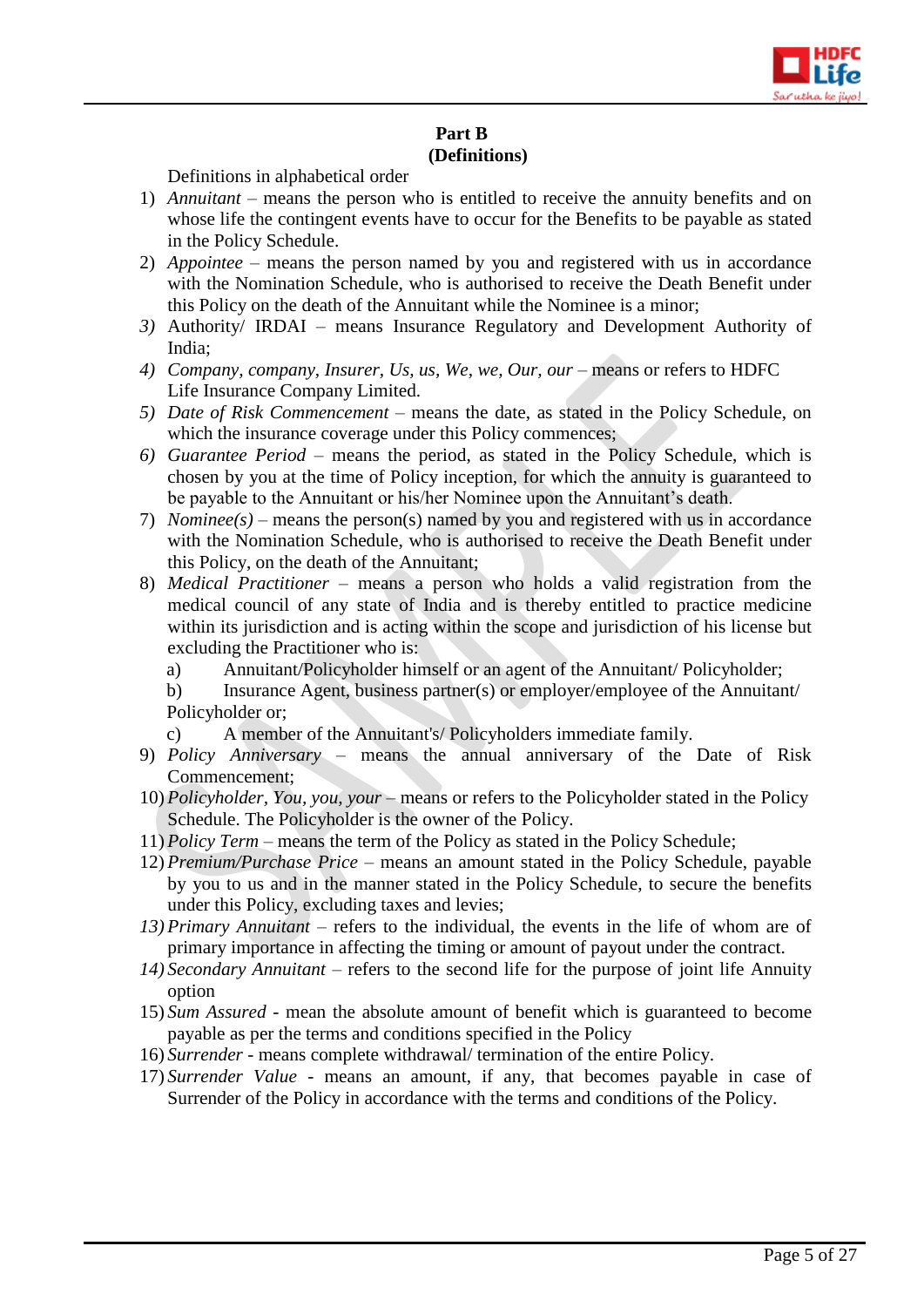**Part B**
**(Definitions)**

Definitions in alphabetical order

1) *Annuitant* – means the person who is entitled to receive the annuity benefits and on whose life the contingent events have to occur for the Benefits to be payable as stated in the Policy Schedule.
2) *Appointee* – means the person named by you and registered with us in accordance with the Nomination Schedule, who is authorised to receive the Death Benefit under this Policy on the death of the Annuitant while the Nominee is a minor;
3) Authority/ IRDAI – means Insurance Regulatory and Development Authority of India;
4) *Company, company, Insurer, Us, us, We, we, Our, our* – means or refers to HDFC Life Insurance Company Limited.
5) *Date of Risk Commencement* – means the date, as stated in the Policy Schedule, on which the insurance coverage under this Policy commences;
6) *Guarantee Period* – means the period, as stated in the Policy Schedule, which is chosen by you at the time of Policy inception, for which the annuity is guaranteed to be payable to the Annuitant or his/her Nominee upon the Annuitant's death.
7) *Nominee(s)* – means the person(s) named by you and registered with us in accordance with the Nomination Schedule, who is authorised to receive the Death Benefit under this Policy, on the death of the Annuitant;
8) *Medical Practitioner* – means a person who holds a valid registration from the medical council of any state of India and is thereby entitled to practice medicine within its jurisdiction and is acting within the scope and jurisdiction of his license but excluding the Practitioner who is:
   a) Annuitant/Policyholder himself or an agent of the Annuitant/ Policyholder;
   b) Insurance Agent, business partner(s) or employer/employee of the Annuitant/ Policyholder or;
   c) A member of the Annuitant's/ Policyholders immediate family.
9) *Policy Anniversary* – means the annual anniversary of the Date of Risk Commencement;
10) *Policyholder, You, you, your* – means or refers to the Policyholder stated in the Policy Schedule. The Policyholder is the owner of the Policy.
11) *Policy Term* – means the term of the Policy as stated in the Policy Schedule;
12) *Premium/Purchase Price* – means an amount stated in the Policy Schedule, payable by you to us and in the manner stated in the Policy Schedule, to secure the benefits under this Policy, excluding taxes and levies;
13) *Primary Annuitant* – refers to the individual, the events in the life of whom are of primary importance in affecting the timing or amount of payout under the contract.
14) *Secondary Annuitant* – refers to the second life for the purpose of joint life Annuity option
15) *Sum Assured* - mean the absolute amount of benefit which is guaranteed to become payable as per the terms and conditions specified in the Policy
16) *Surrender* - means complete withdrawal/ termination of the entire Policy.
17) *Surrender Value* - means an amount, if any, that becomes payable in case of Surrender of the Policy in accordance with the terms and conditions of the Policy.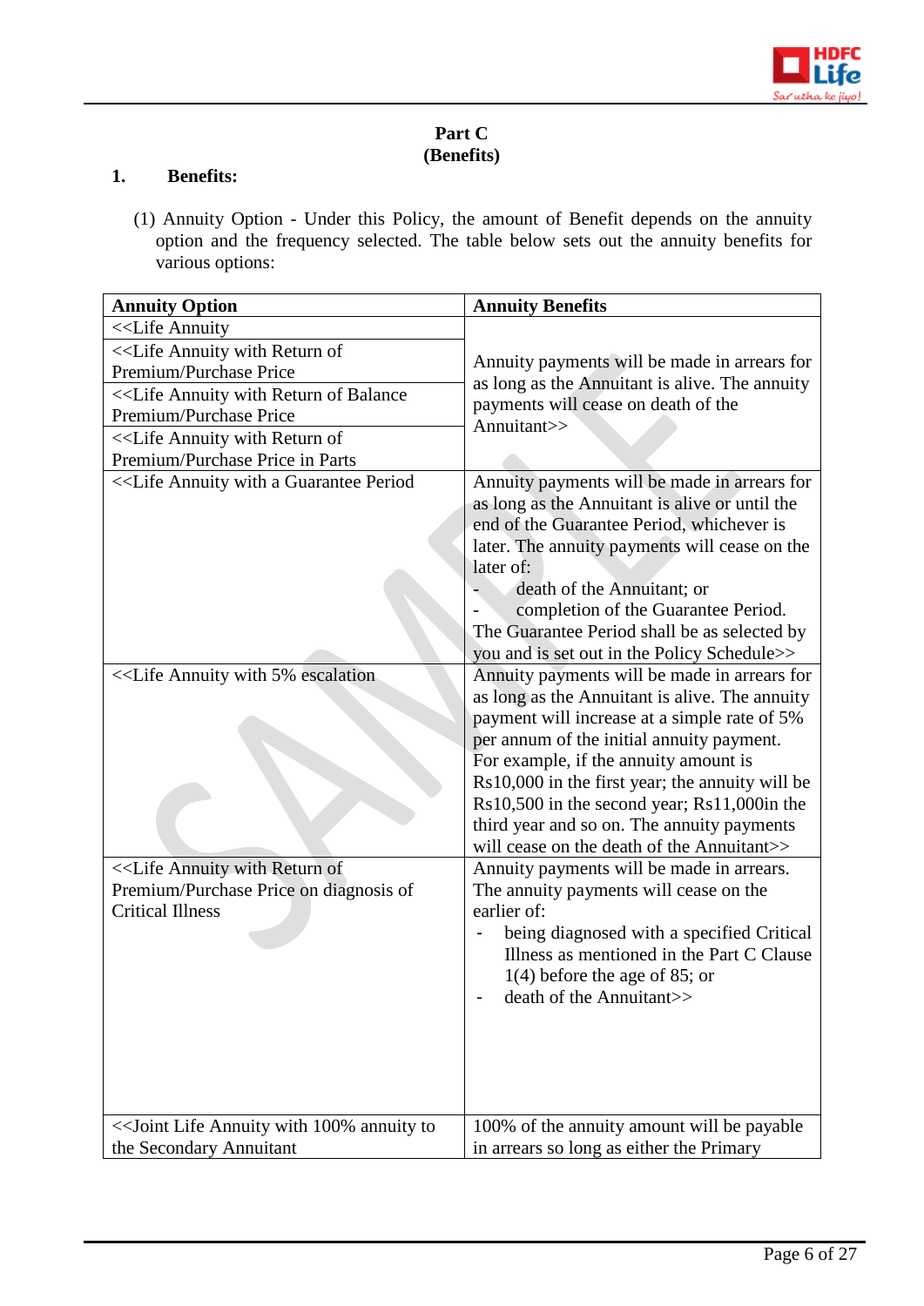**Part C**
**(Benefits)**

**1. Benefits:**

(1) Annuity Option - Under this Policy, the amount of Benefit depends on the annuity option and the frequency selected. The table below sets out the annuity benefits for various options:

| Annuity Option | Annuity Benefits |
|---|---|
| <<Life Annuity | Annuity payments will be made in arrears for as long as the Annuitant is alive. The annuity payments will cease on death of the Annuitant>> |
| <<Life Annuity with Return of Premium/Purchase Price | |
| <<Life Annuity with Return of Balance Premium/Purchase Price | |
| <<Life Annuity with Return of Premium/Purchase Price in Parts | |
| <<Life Annuity with a Guarantee Period | Annuity payments will be made in arrears for as long as the Annuitant is alive or until the end of the Guarantee Period, whichever is later. The annuity payments will cease on the later of:<br>- death of the Annuitant; or<br>- completion of the Guarantee Period.<br>The Guarantee Period shall be as selected by you and is set out in the Policy Schedule>> |
| <<Life Annuity with 5% escalation | Annuity payments will be made in arrears for as long as the Annuitant is alive. The annuity payment will increase at a simple rate of 5% per annum of the initial annuity payment. For example, if the annuity amount is Rs10,000 in the first year; the annuity will be Rs10,500 in the second year; Rs11,000in the third year and so on. The annuity payments will cease on the death of the Annuitant>> |
| <<Life Annuity with Return of Premium/Purchase Price on diagnosis of Critical Illness | Annuity payments will be made in arrears. The annuity payments will cease on the earlier of:<br>- being diagnosed with a specified Critical Illness as mentioned in the Part C Clause 1(4) before the age of 85; or<br>- death of the Annuitant>> |
| <<Joint Life Annuity with 100% annuity to the Secondary Annuitant | 100% of the annuity amount will be payable in arrears so long as either the Primary |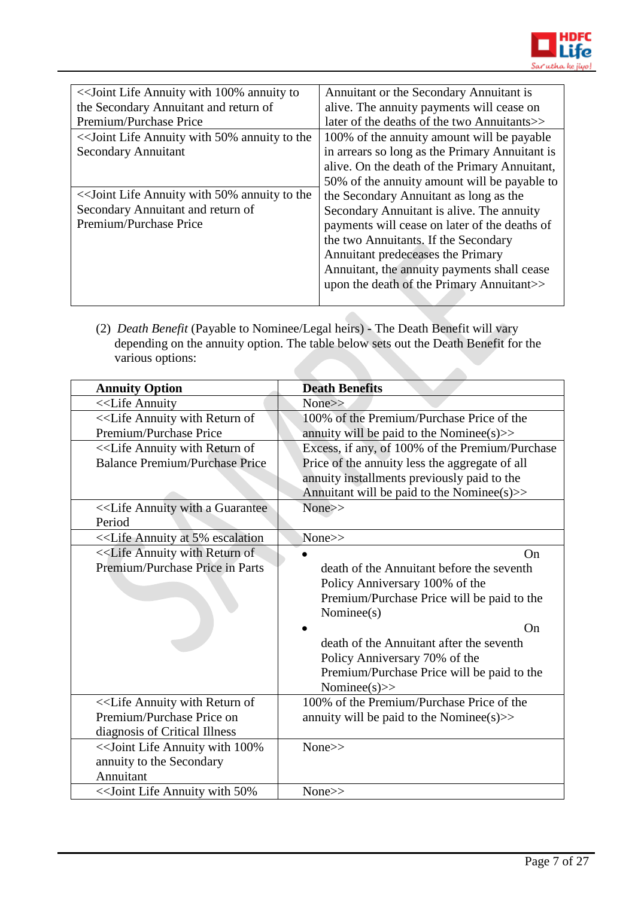| | |
|---|---|
| <<Joint Life Annuity with 100% annuity to the Secondary Annuitant and return of Premium/Purchase Price | Annuitant or the Secondary Annuitant is alive. The annuity payments will cease on later of the deaths of the two Annuitants>> |
| <<Joint Life Annuity with 50% annuity to the Secondary Annuitant | 100% of the annuity amount will be payable in arrears so long as the Primary Annuitant is alive. On the death of the Primary Annuitant, 50% of the annuity amount will be payable to the Secondary Annuitant as long as the Secondary Annuitant is alive. The annuity payments will cease on later of the deaths of the two Annuitants. If the Secondary Annuitant predeceases the Primary Annuitant, the annuity payments shall cease upon the death of the Primary Annuitant>> |
| <<Joint Life Annuity with 50% annuity to the Secondary Annuitant and return of Premium/Purchase Price | |

(2) *Death Benefit* (Payable to Nominee/Legal heirs) - The Death Benefit will vary depending on the annuity option. The table below sets out the Death Benefit for the various options:

| Annuity Option | Death Benefits |
|---|---|
| <<Life Annuity | None>> |
| <<Life Annuity with Return of Premium/Purchase Price | 100% of the Premium/Purchase Price of the annuity will be paid to the Nominee(s)>> |
| <<Life Annuity with Return of Balance Premium/Purchase Price | Excess, if any, of 100% of the Premium/Purchase Price of the annuity less the aggregate of all annuity installments previously paid to the Annuitant will be paid to the Nominee(s)>> |
| <<Life Annuity with a Guarantee Period | None>> |
| <<Life Annuity at 5% escalation | None>> |
| <<Life Annuity with Return of Premium/Purchase Price in Parts | • On death of the Annuitant before the seventh Policy Anniversary 100% of the Premium/Purchase Price will be paid to the Nominee(s) <br> • On death of the Annuitant after the seventh Policy Anniversary 70% of the Premium/Purchase Price will be paid to the Nominee(s)>> |
| <<Life Annuity with Return of Premium/Purchase Price on diagnosis of Critical Illness | 100% of the Premium/Purchase Price of the annuity will be paid to the Nominee(s)>> |
| <<Joint Life Annuity with 100% annuity to the Secondary Annuitant | None>> |
| <<Joint Life Annuity with 50% | None>> |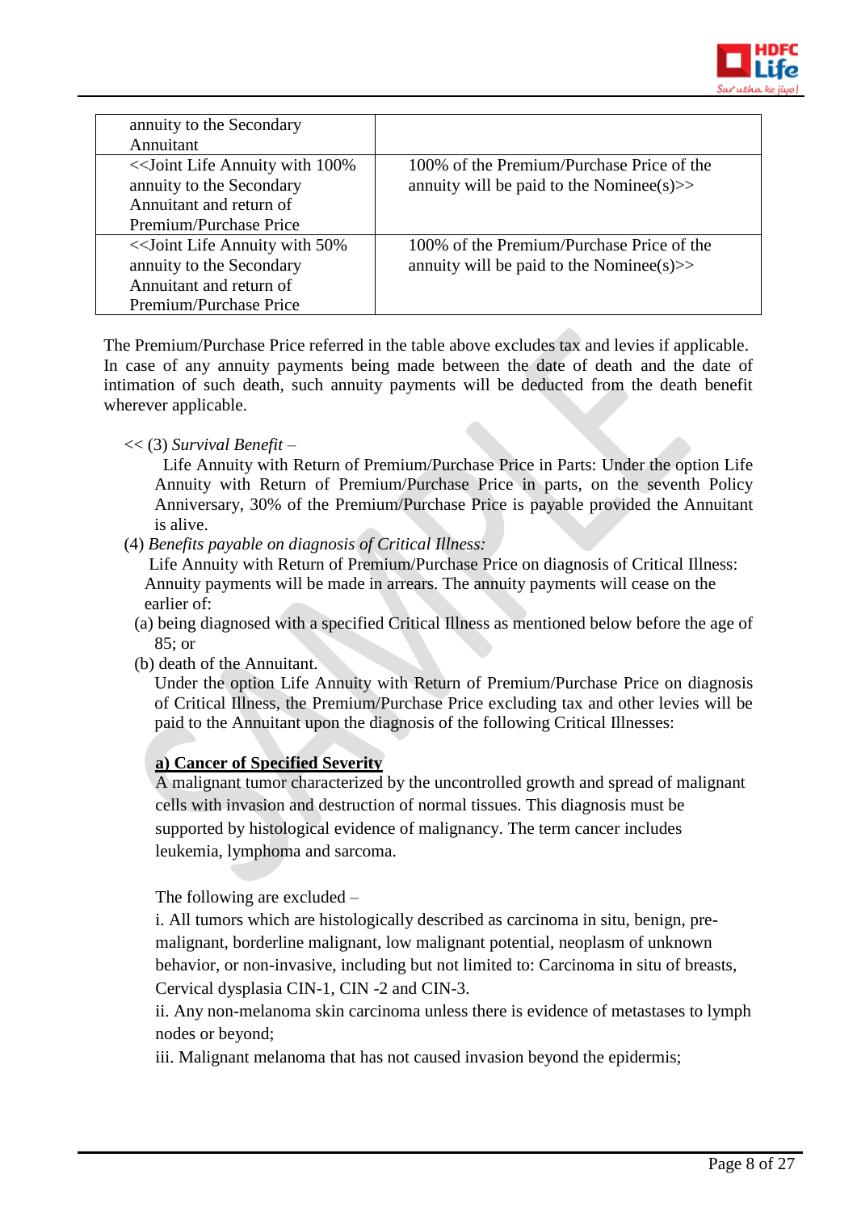| annuity to the Secondary Annuitant | |
|---|---|
| <<Joint Life Annuity with 100% annuity to the Secondary Annuitant and return of Premium/Purchase Price | 100% of the Premium/Purchase Price of the annuity will be paid to the Nominee(s)>> |
| <<Joint Life Annuity with 50% annuity to the Secondary Annuitant and return of Premium/Purchase Price | 100% of the Premium/Purchase Price of the annuity will be paid to the Nominee(s)>> |

The Premium/Purchase Price referred in the table above excludes tax and levies if applicable. In case of any annuity payments being made between the date of death and the date of intimation of such death, such annuity payments will be deducted from the death benefit wherever applicable.

<< (3) *Survival Benefit* –

Life Annuity with Return of Premium/Purchase Price in Parts: Under the option Life Annuity with Return of Premium/Purchase Price in parts, on the seventh Policy Anniversary, 30% of the Premium/Purchase Price is payable provided the Annuitant is alive.

(4) *Benefits payable on diagnosis of Critical Illness:*

Life Annuity with Return of Premium/Purchase Price on diagnosis of Critical Illness: Annuity payments will be made in arrears. The annuity payments will cease on the earlier of:

(a) being diagnosed with a specified Critical Illness as mentioned below before the age of 85; or

(b) death of the Annuitant.

Under the option Life Annuity with Return of Premium/Purchase Price on diagnosis of Critical Illness, the Premium/Purchase Price excluding tax and other levies will be paid to the Annuitant upon the diagnosis of the following Critical Illnesses:

**a) Cancer of Specified Severity**

A malignant tumor characterized by the uncontrolled growth and spread of malignant cells with invasion and destruction of normal tissues. This diagnosis must be supported by histological evidence of malignancy. The term cancer includes leukemia, lymphoma and sarcoma.

The following are excluded –

i. All tumors which are histologically described as carcinoma in situ, benign, pre-malignant, borderline malignant, low malignant potential, neoplasm of unknown behavior, or non-invasive, including but not limited to: Carcinoma in situ of breasts, Cervical dysplasia CIN-1, CIN -2 and CIN-3.

ii. Any non-melanoma skin carcinoma unless there is evidence of metastases to lymph nodes or beyond;

iii. Malignant melanoma that has not caused invasion beyond the epidermis;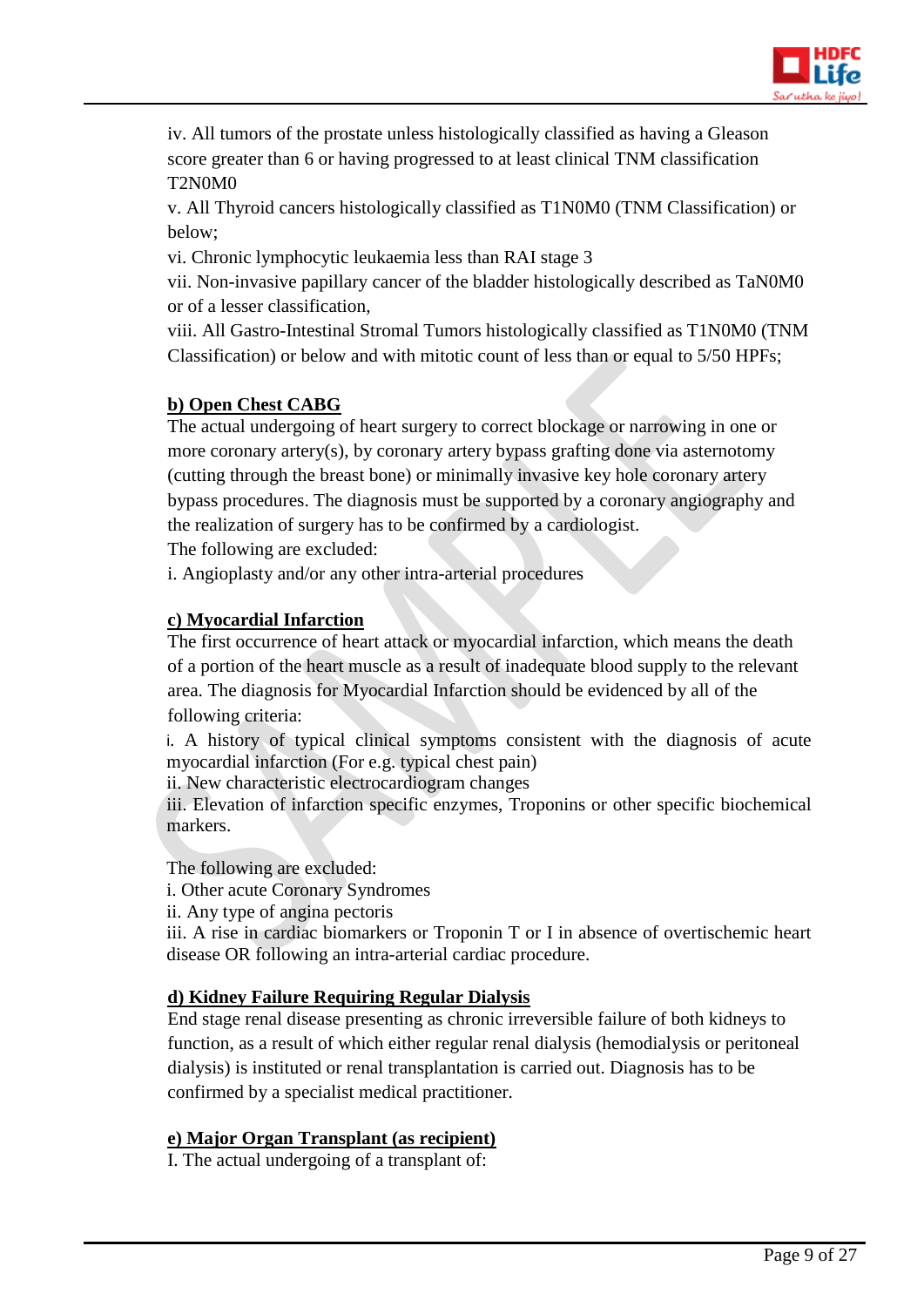iv. All tumors of the prostate unless histologically classified as having a Gleason score greater than 6 or having progressed to at least clinical TNM classification T2N0M0

v. All Thyroid cancers histologically classified as T1N0M0 (TNM Classification) or below;

vi. Chronic lymphocytic leukaemia less than RAI stage 3

vii. Non-invasive papillary cancer of the bladder histologically described as TaN0M0 or of a lesser classification,

viii. All Gastro-Intestinal Stromal Tumors histologically classified as T1N0M0 (TNM Classification) or below and with mitotic count of less than or equal to 5/50 HPFs;

**b) Open Chest CABG**

The actual undergoing of heart surgery to correct blockage or narrowing in one or more coronary artery(s), by coronary artery bypass grafting done via asternotomy (cutting through the breast bone) or minimally invasive key hole coronary artery bypass procedures. The diagnosis must be supported by a coronary angiography and the realization of surgery has to be confirmed by a cardiologist.

The following are excluded:

i. Angioplasty and/or any other intra-arterial procedures

**c) Myocardial Infarction**

The first occurrence of heart attack or myocardial infarction, which means the death of a portion of the heart muscle as a result of inadequate blood supply to the relevant area. The diagnosis for Myocardial Infarction should be evidenced by all of the following criteria:

i. A history of typical clinical symptoms consistent with the diagnosis of acute myocardial infarction (For e.g. typical chest pain)

ii. New characteristic electrocardiogram changes

iii. Elevation of infarction specific enzymes, Troponins or other specific biochemical markers.

The following are excluded:

i. Other acute Coronary Syndromes

ii. Any type of angina pectoris

iii. A rise in cardiac biomarkers or Troponin T or I in absence of overtischemic heart disease OR following an intra-arterial cardiac procedure.

**d) Kidney Failure Requiring Regular Dialysis**

End stage renal disease presenting as chronic irreversible failure of both kidneys to function, as a result of which either regular renal dialysis (hemodialysis or peritoneal dialysis) is instituted or renal transplantation is carried out. Diagnosis has to be confirmed by a specialist medical practitioner.

**e) Major Organ Transplant (as recipient)**

I. The actual undergoing of a transplant of: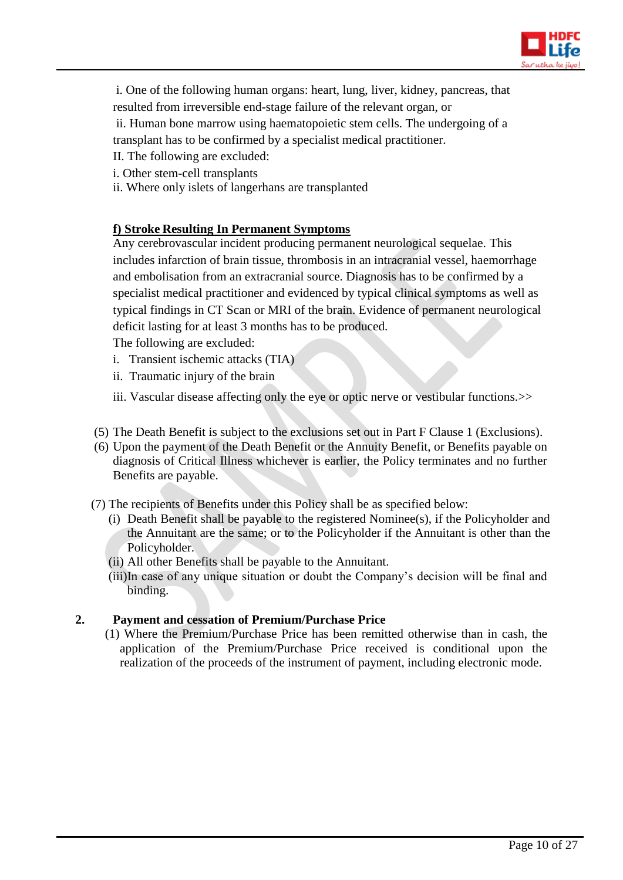i. One of the following human organs: heart, lung, liver, kidney, pancreas, that resulted from irreversible end-stage failure of the relevant organ, or

ii. Human bone marrow using haematopoietic stem cells. The undergoing of a transplant has to be confirmed by a specialist medical practitioner.

II. The following are excluded:

i. Other stem-cell transplants

ii. Where only islets of langerhans are transplanted

**f) Stroke Resulting In Permanent Symptoms**

Any cerebrovascular incident producing permanent neurological sequelae. This includes infarction of brain tissue, thrombosis in an intracranial vessel, haemorrhage and embolisation from an extracranial source. Diagnosis has to be confirmed by a specialist medical practitioner and evidenced by typical clinical symptoms as well as typical findings in CT Scan or MRI of the brain. Evidence of permanent neurological deficit lasting for at least 3 months has to be produced.

The following are excluded:

i. Transient ischemic attacks (TIA)

ii. Traumatic injury of the brain

iii. Vascular disease affecting only the eye or optic nerve or vestibular functions.>>

(5) The Death Benefit is subject to the exclusions set out in Part F Clause 1 (Exclusions).

(6) Upon the payment of the Death Benefit or the Annuity Benefit, or Benefits payable on diagnosis of Critical Illness whichever is earlier, the Policy terminates and no further Benefits are payable.

(7) The recipients of Benefits under this Policy shall be as specified below:

(i) Death Benefit shall be payable to the registered Nominee(s), if the Policyholder and the Annuitant are the same; or to the Policyholder if the Annuitant is other than the Policyholder.

(ii) All other Benefits shall be payable to the Annuitant.

(iii) In case of any unique situation or doubt the Company's decision will be final and binding.

**2. Payment and cessation of Premium/Purchase Price**

(1) Where the Premium/Purchase Price has been remitted otherwise than in cash, the application of the Premium/Purchase Price received is conditional upon the realization of the proceeds of the instrument of payment, including electronic mode.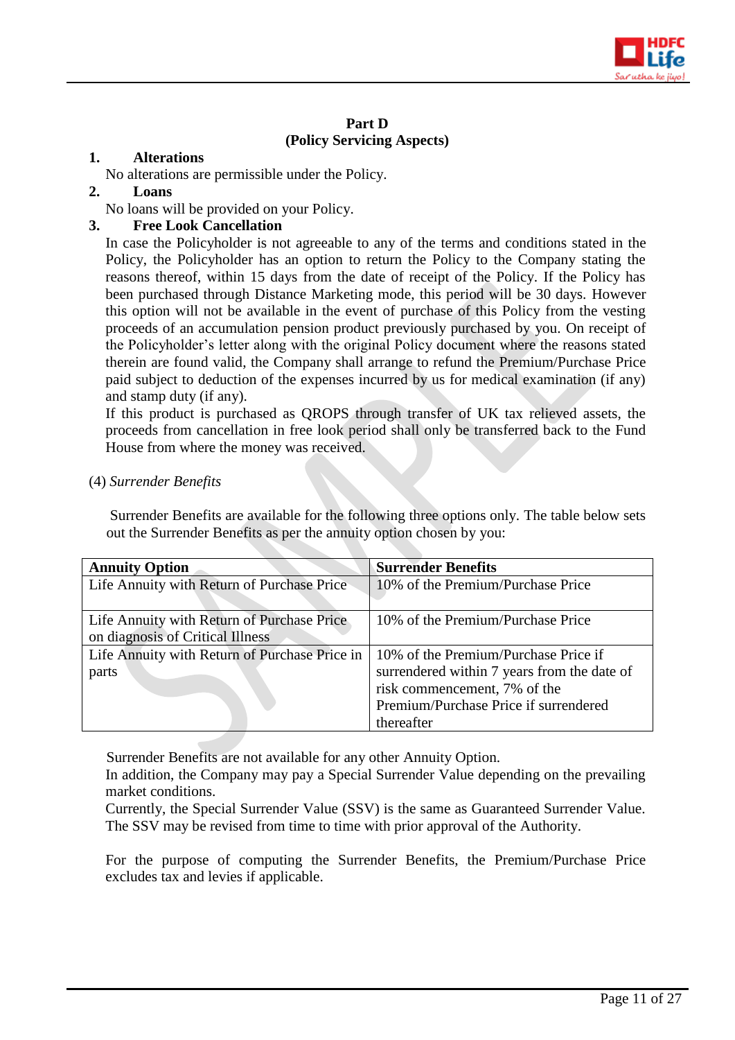## Part D
## (Policy Servicing Aspects)

**1. Alterations**

No alterations are permissible under the Policy.

**2. Loans**

No loans will be provided on your Policy.

**3. Free Look Cancellation**

In case the Policyholder is not agreeable to any of the terms and conditions stated in the Policy, the Policyholder has an option to return the Policy to the Company stating the reasons thereof, within 15 days from the date of receipt of the Policy. If the Policy has been purchased through Distance Marketing mode, this period will be 30 days. However this option will not be available in the event of purchase of this Policy from the vesting proceeds of an accumulation pension product previously purchased by you. On receipt of the Policyholder's letter along with the original Policy document where the reasons stated therein are found valid, the Company shall arrange to refund the Premium/Purchase Price paid subject to deduction of the expenses incurred by us for medical examination (if any) and stamp duty (if any).

If this product is purchased as QROPS through transfer of UK tax relieved assets, the proceeds from cancellation in free look period shall only be transferred back to the Fund House from where the money was received.

(4) *Surrender Benefits*

Surrender Benefits are available for the following three options only. The table below sets out the Surrender Benefits as per the annuity option chosen by you:

| **Annuity Option** | **Surrender Benefits** |
|---|---|
| Life Annuity with Return of Purchase Price | 10% of the Premium/Purchase Price |
| Life Annuity with Return of Purchase Price on diagnosis of Critical Illness | 10% of the Premium/Purchase Price |
| Life Annuity with Return of Purchase Price in parts | 10% of the Premium/Purchase Price if surrendered within 7 years from the date of risk commencement, 7% of the Premium/Purchase Price if surrendered thereafter |

Surrender Benefits are not available for any other Annuity Option.

In addition, the Company may pay a Special Surrender Value depending on the prevailing market conditions.

Currently, the Special Surrender Value (SSV) is the same as Guaranteed Surrender Value. The SSV may be revised from time to time with prior approval of the Authority.

For the purpose of computing the Surrender Benefits, the Premium/Purchase Price excludes tax and levies if applicable.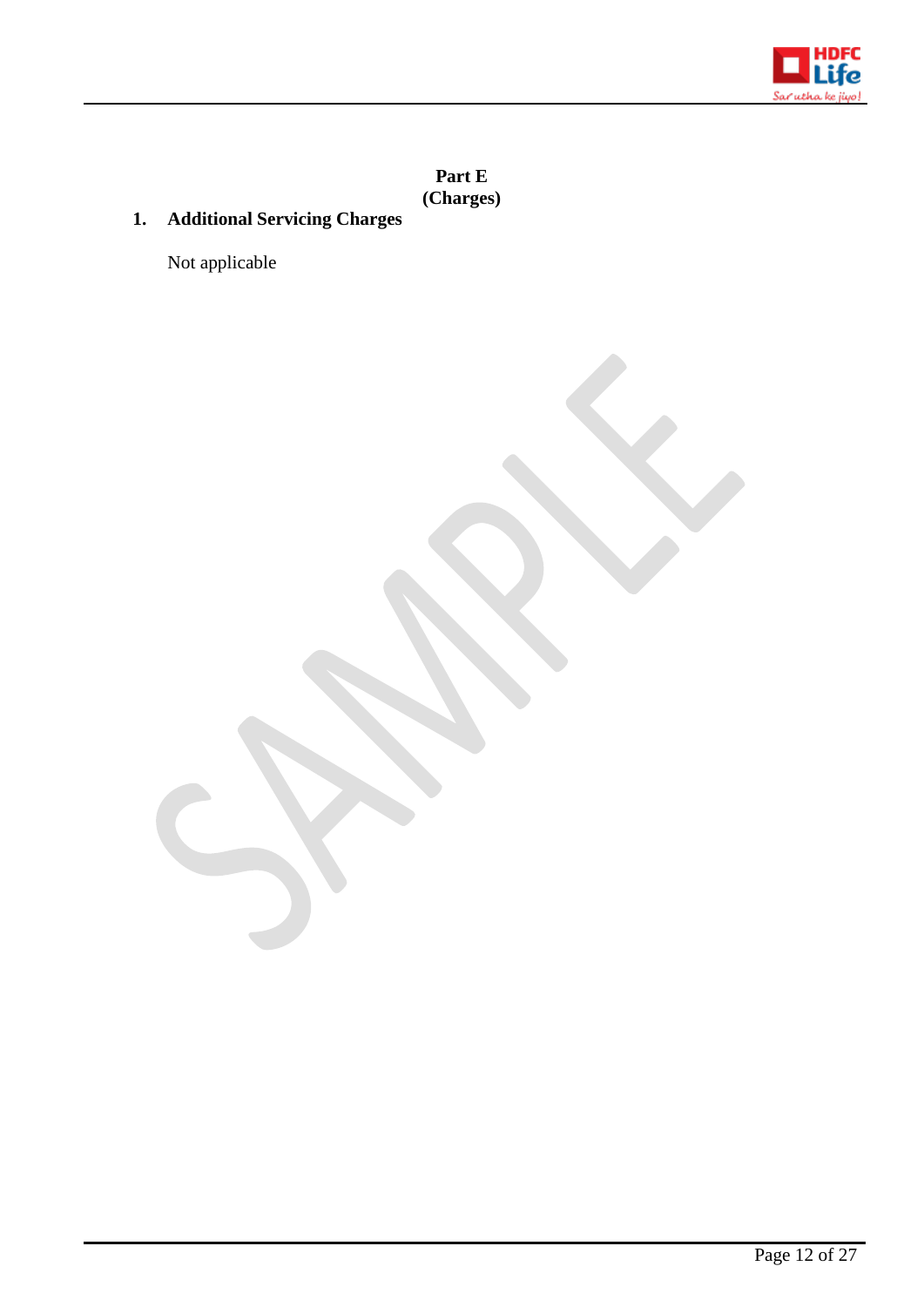## Part E
## (Charges)

### 1. Additional Servicing Charges

Not applicable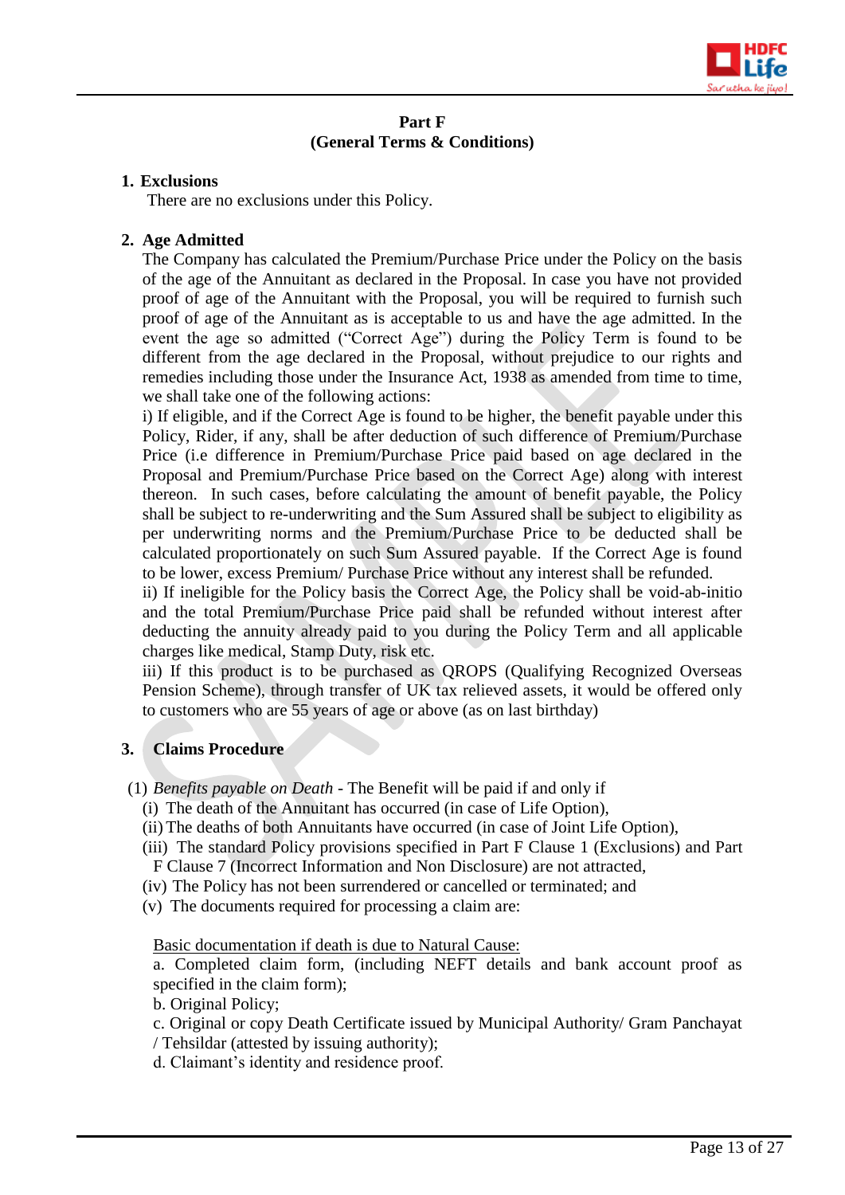**Part F**
**(General Terms & Conditions)**

**1. Exclusions**

There are no exclusions under this Policy.

**2. Age Admitted**

The Company has calculated the Premium/Purchase Price under the Policy on the basis of the age of the Annuitant as declared in the Proposal. In case you have not provided proof of age of the Annuitant with the Proposal, you will be required to furnish such proof of age of the Annuitant as is acceptable to us and have the age admitted. In the event the age so admitted ("Correct Age") during the Policy Term is found to be different from the age declared in the Proposal, without prejudice to our rights and remedies including those under the Insurance Act, 1938 as amended from time to time, we shall take one of the following actions:

i) If eligible, and if the Correct Age is found to be higher, the benefit payable under this Policy, Rider, if any, shall be after deduction of such difference of Premium/Purchase Price (i.e difference in Premium/Purchase Price paid based on age declared in the Proposal and Premium/Purchase Price based on the Correct Age) along with interest thereon. In such cases, before calculating the amount of benefit payable, the Policy shall be subject to re-underwriting and the Sum Assured shall be subject to eligibility as per underwriting norms and the Premium/Purchase Price to be deducted shall be calculated proportionately on such Sum Assured payable. If the Correct Age is found to be lower, excess Premium/ Purchase Price without any interest shall be refunded.

ii) If ineligible for the Policy basis the Correct Age, the Policy shall be void-ab-initio and the total Premium/Purchase Price paid shall be refunded without interest after deducting the annuity already paid to you during the Policy Term and all applicable charges like medical, Stamp Duty, risk etc.

iii) If this product is to be purchased as QROPS (Qualifying Recognized Overseas Pension Scheme), through transfer of UK tax relieved assets, it would be offered only to customers who are 55 years of age or above (as on last birthday)

**3. Claims Procedure**

(1) *Benefits payable on Death* - The Benefit will be paid if and only if

(i) The death of the Annuitant has occurred (in case of Life Option),

(ii) The deaths of both Annuitants have occurred (in case of Joint Life Option),

(iii) The standard Policy provisions specified in Part F Clause 1 (Exclusions) and Part F Clause 7 (Incorrect Information and Non Disclosure) are not attracted,

(iv) The Policy has not been surrendered or cancelled or terminated; and

(v) The documents required for processing a claim are:

<u>Basic documentation if death is due to Natural Cause:</u>

a. Completed claim form, (including NEFT details and bank account proof as specified in the claim form);

b. Original Policy;

c. Original or copy Death Certificate issued by Municipal Authority/ Gram Panchayat / Tehsildar (attested by issuing authority);

d. Claimant's identity and residence proof.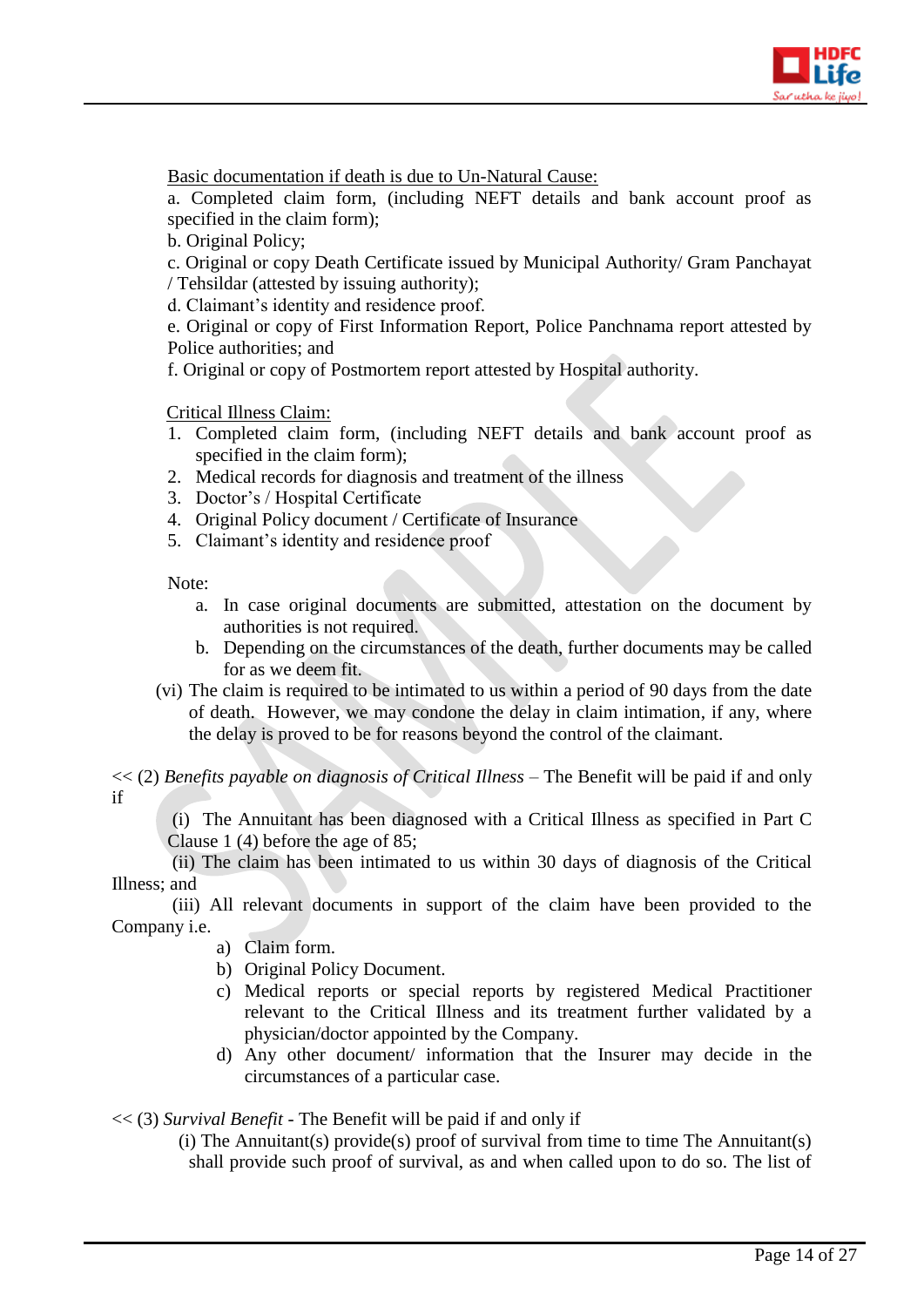Basic documentation if death is due to Un-Natural Cause:

a. Completed claim form, (including NEFT details and bank account proof as specified in the claim form);
b. Original Policy;
c. Original or copy Death Certificate issued by Municipal Authority/ Gram Panchayat / Tehsildar (attested by issuing authority);
d. Claimant's identity and residence proof.
e. Original or copy of First Information Report, Police Panchnama report attested by Police authorities; and
f. Original or copy of Postmortem report attested by Hospital authority.

Critical Illness Claim:

1. Completed claim form, (including NEFT details and bank account proof as specified in the claim form);
2. Medical records for diagnosis and treatment of the illness
3. Doctor's / Hospital Certificate
4. Original Policy document / Certificate of Insurance
5. Claimant's identity and residence proof

Note:

a. In case original documents are submitted, attestation on the document by authorities is not required.
b. Depending on the circumstances of the death, further documents may be called for as we deem fit.

(vi) The claim is required to be intimated to us within a period of 90 days from the date of death. However, we may condone the delay in claim intimation, if any, where the delay is proved to be for reasons beyond the control of the claimant.

<< (2) *Benefits payable on diagnosis of Critical Illness* – The Benefit will be paid if and only if

(i) The Annuitant has been diagnosed with a Critical Illness as specified in Part C Clause 1 (4) before the age of 85;

(ii) The claim has been intimated to us within 30 days of diagnosis of the Critical Illness; and

(iii) All relevant documents in support of the claim have been provided to the Company i.e.

a) Claim form.
b) Original Policy Document.
c) Medical reports or special reports by registered Medical Practitioner relevant to the Critical Illness and its treatment further validated by a physician/doctor appointed by the Company.
d) Any other document/ information that the Insurer may decide in the circumstances of a particular case.

<< (3) *Survival Benefit* - The Benefit will be paid if and only if

(i) The Annuitant(s) provide(s) proof of survival from time to time The Annuitant(s) shall provide such proof of survival, as and when called upon to do so. The list of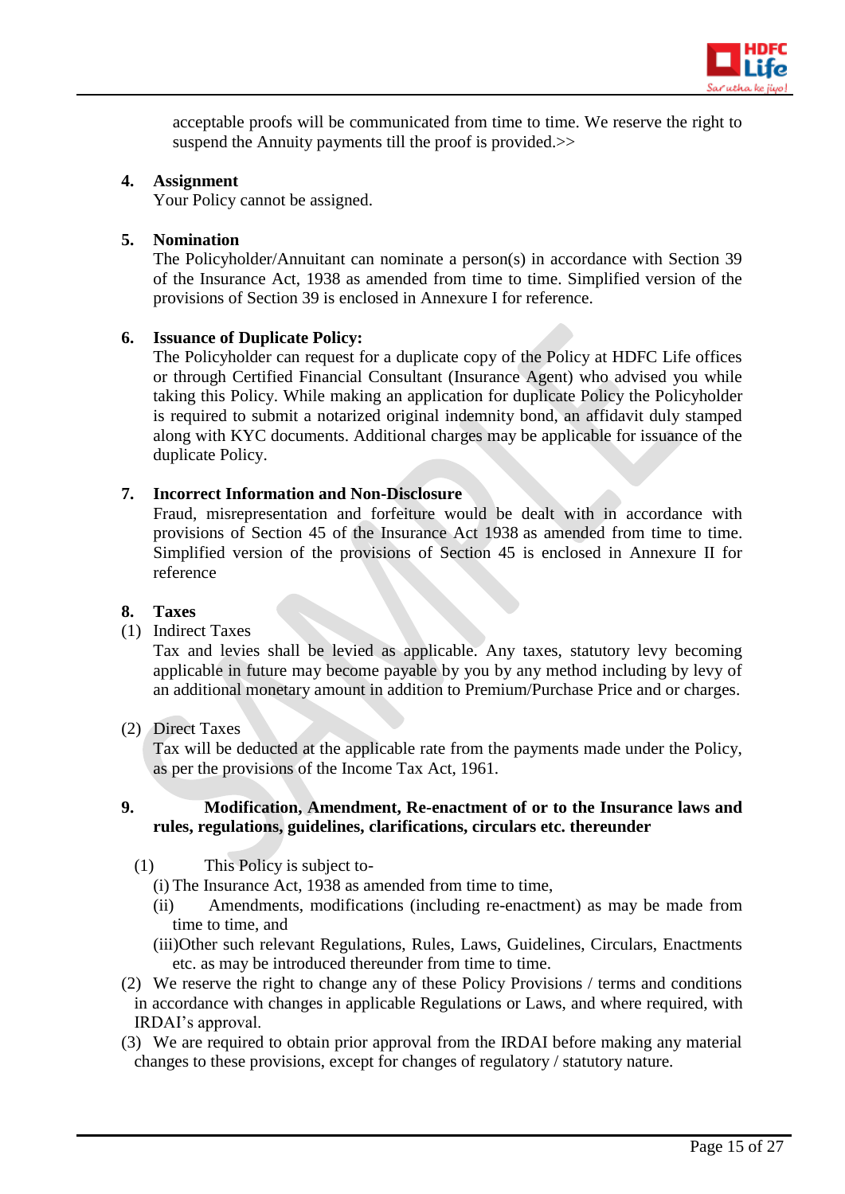acceptable proofs will be communicated from time to time. We reserve the right to suspend the Annuity payments till the proof is provided.>>

**4. Assignment**

Your Policy cannot be assigned.

**5. Nomination**

The Policyholder/Annuitant can nominate a person(s) in accordance with Section 39 of the Insurance Act, 1938 as amended from time to time. Simplified version of the provisions of Section 39 is enclosed in Annexure I for reference.

**6. Issuance of Duplicate Policy:**

The Policyholder can request for a duplicate copy of the Policy at HDFC Life offices or through Certified Financial Consultant (Insurance Agent) who advised you while taking this Policy. While making an application for duplicate Policy the Policyholder is required to submit a notarized original indemnity bond, an affidavit duly stamped along with KYC documents. Additional charges may be applicable for issuance of the duplicate Policy.

**7. Incorrect Information and Non-Disclosure**

Fraud, misrepresentation and forfeiture would be dealt with in accordance with provisions of Section 45 of the Insurance Act 1938 as amended from time to time. Simplified version of the provisions of Section 45 is enclosed in Annexure II for reference

**8. Taxes**

(1) Indirect Taxes

Tax and levies shall be levied as applicable. Any taxes, statutory levy becoming applicable in future may become payable by you by any method including by levy of an additional monetary amount in addition to Premium/Purchase Price and or charges.

(2) Direct Taxes

Tax will be deducted at the applicable rate from the payments made under the Policy, as per the provisions of the Income Tax Act, 1961.

**9. Modification, Amendment, Re-enactment of or to the Insurance laws and rules, regulations, guidelines, clarifications, circulars etc. thereunder**

(1) This Policy is subject to-

(i) The Insurance Act, 1938 as amended from time to time,

(ii) Amendments, modifications (including re-enactment) as may be made from time to time, and

(iii)Other such relevant Regulations, Rules, Laws, Guidelines, Circulars, Enactments etc. as may be introduced thereunder from time to time.

(2) We reserve the right to change any of these Policy Provisions / terms and conditions in accordance with changes in applicable Regulations or Laws, and where required, with IRDAI's approval.

(3) We are required to obtain prior approval from the IRDAI before making any material changes to these provisions, except for changes of regulatory / statutory nature.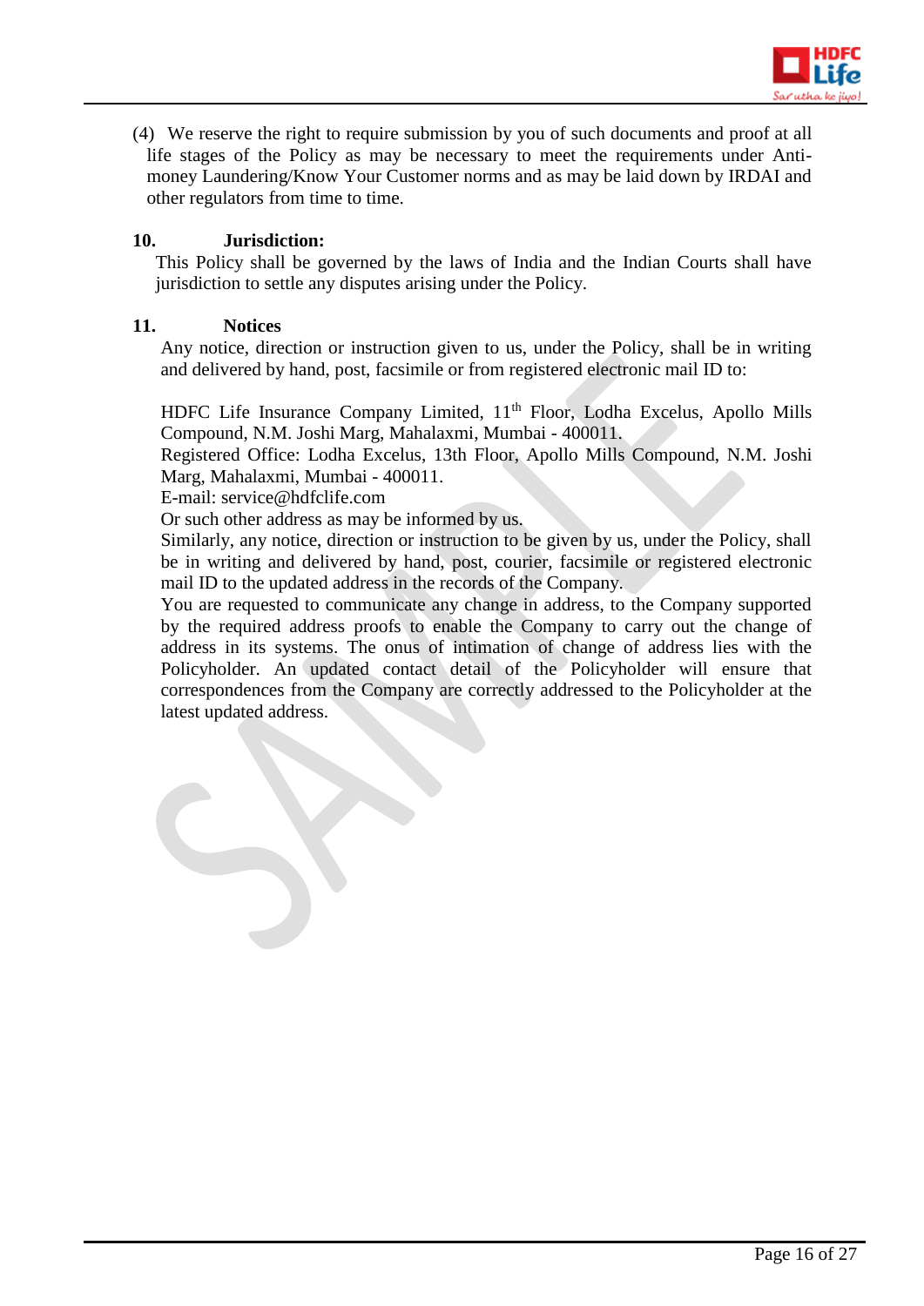(4) We reserve the right to require submission by you of such documents and proof at all life stages of the Policy as may be necessary to meet the requirements under Anti-money Laundering/Know Your Customer norms and as may be laid down by IRDAI and other regulators from time to time.

**10. Jurisdiction:**

This Policy shall be governed by the laws of India and the Indian Courts shall have jurisdiction to settle any disputes arising under the Policy.

**11. Notices**

Any notice, direction or instruction given to us, under the Policy, shall be in writing and delivered by hand, post, facsimile or from registered electronic mail ID to:

HDFC Life Insurance Company Limited, 11th Floor, Lodha Excelus, Apollo Mills Compound, N.M. Joshi Marg, Mahalaxmi, Mumbai - 400011.
Registered Office: Lodha Excelus, 13th Floor, Apollo Mills Compound, N.M. Joshi Marg, Mahalaxmi, Mumbai - 400011.
E-mail: service@hdfclife.com
Or such other address as may be informed by us.
Similarly, any notice, direction or instruction to be given by us, under the Policy, shall be in writing and delivered by hand, post, courier, facsimile or registered electronic mail ID to the updated address in the records of the Company.
You are requested to communicate any change in address, to the Company supported by the required address proofs to enable the Company to carry out the change of address in its systems. The onus of intimation of change of address lies with the Policyholder. An updated contact detail of the Policyholder will ensure that correspondences from the Company are correctly addressed to the Policyholder at the latest updated address.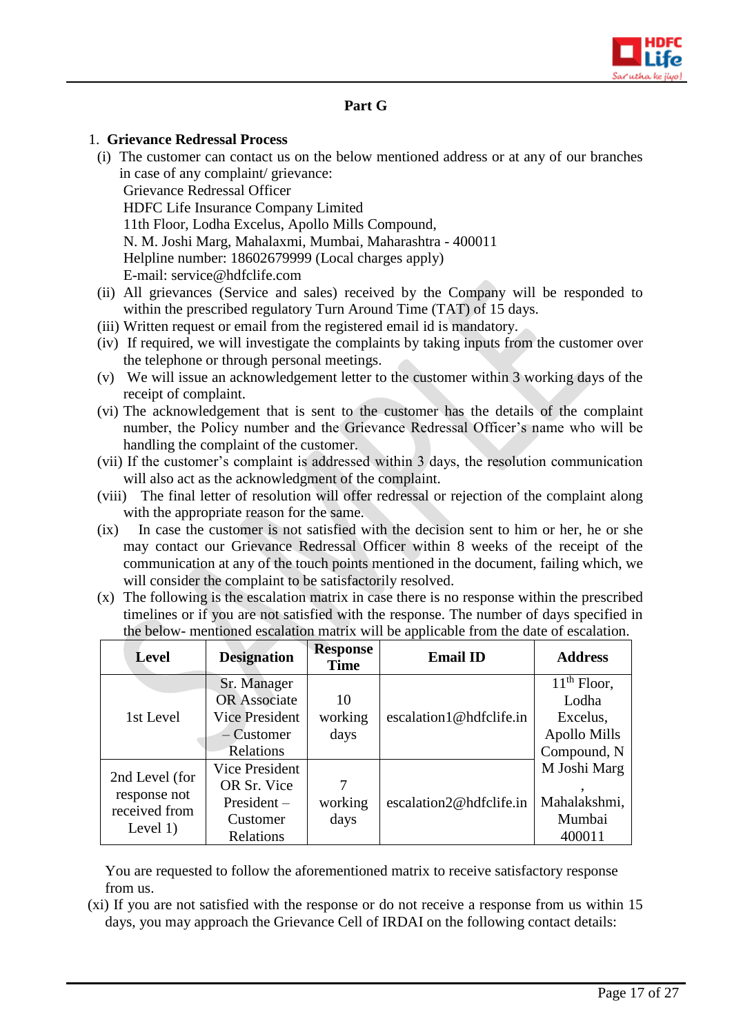## Part G

1. **Grievance Redressal Process**

(i) The customer can contact us on the below mentioned address or at any of our branches in case of any complaint/ grievance:
Grievance Redressal Officer
HDFC Life Insurance Company Limited
11th Floor, Lodha Excelus, Apollo Mills Compound,
N. M. Joshi Marg, Mahalaxmi, Mumbai, Maharashtra - 400011
Helpline number: 18602679999 (Local charges apply)
E-mail: service@hdfclife.com

(ii) All grievances (Service and sales) received by the Company will be responded to within the prescribed regulatory Turn Around Time (TAT) of 15 days.

(iii) Written request or email from the registered email id is mandatory.

(iv) If required, we will investigate the complaints by taking inputs from the customer over the telephone or through personal meetings.

(v) We will issue an acknowledgement letter to the customer within 3 working days of the receipt of complaint.

(vi) The acknowledgement that is sent to the customer has the details of the complaint number, the Policy number and the Grievance Redressal Officer's name who will be handling the complaint of the customer.

(vii) If the customer's complaint is addressed within 3 days, the resolution communication will also act as the acknowledgment of the complaint.

(viii) The final letter of resolution will offer redressal or rejection of the complaint along with the appropriate reason for the same.

(ix) In case the customer is not satisfied with the decision sent to him or her, he or she may contact our Grievance Redressal Officer within 8 weeks of the receipt of the communication at any of the touch points mentioned in the document, failing which, we will consider the complaint to be satisfactorily resolved.

(x) The following is the escalation matrix in case there is no response within the prescribed timelines or if you are not satisfied with the response. The number of days specified in the below- mentioned escalation matrix will be applicable from the date of escalation.

| Level | Designation | Response Time | Email ID | Address |
|---|---|---|---|---|
| 1st Level | Sr. Manager OR Associate Vice President – Customer Relations | 10 working days | escalation1@hdfclife.in | 11th Floor, Lodha Excelus, Apollo Mills Compound, N M Joshi Marg , Mahalakshmi, Mumbai 400011 |
| 2nd Level (for response not received from Level 1) | Vice President OR Sr. Vice President – Customer Relations | 7 working days | escalation2@hdfclife.in | |

You are requested to follow the aforementioned matrix to receive satisfactory response from us.

(xi) If you are not satisfied with the response or do not receive a response from us within 15 days, you may approach the Grievance Cell of IRDAI on the following contact details: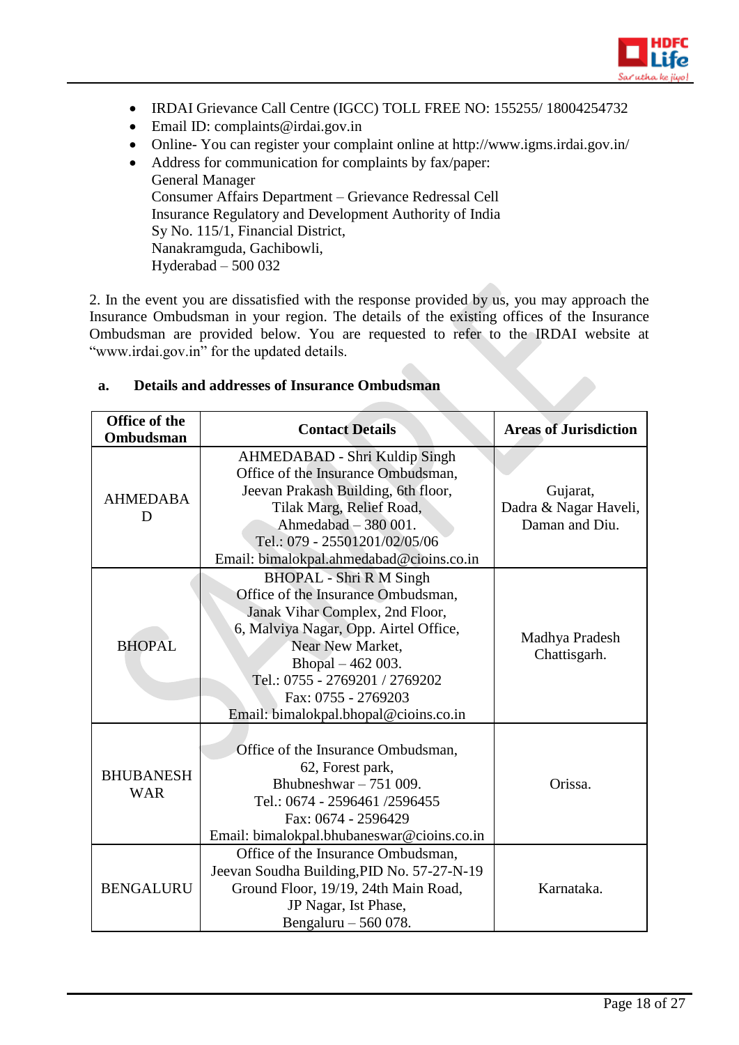- IRDAI Grievance Call Centre (IGCC) TOLL FREE NO: 155255/ 18004254732
- Email ID: complaints@irdai.gov.in
- Online- You can register your complaint online at http://www.igms.irdai.gov.in/
- Address for communication for complaints by fax/paper:
  General Manager
  Consumer Affairs Department – Grievance Redressal Cell
  Insurance Regulatory and Development Authority of India
  Sy No. 115/1, Financial District,
  Nanakramguda, Gachibowli,
  Hyderabad – 500 032

2. In the event you are dissatisfied with the response provided by us, you may approach the Insurance Ombudsman in your region. The details of the existing offices of the Insurance Ombudsman are provided below. You are requested to refer to the IRDAI website at "www.irdai.gov.in" for the updated details.

**a. Details and addresses of Insurance Ombudsman**

| Office of the Ombudsman | Contact Details | Areas of Jurisdiction |
|---|---|---|
| AHMEDABAD | AHMEDABAD - Shri Kuldip Singh<br>Office of the Insurance Ombudsman,<br>Jeevan Prakash Building, 6th floor,<br>Tilak Marg, Relief Road,<br>Ahmedabad – 380 001.<br>Tel.: 079 - 25501201/02/05/06<br>Email: bimalokpal.ahmedabad@cioins.co.in | Gujarat,<br>Dadra & Nagar Haveli,<br>Daman and Diu. |
| BHOPAL | BHOPAL - Shri R M Singh<br>Office of the Insurance Ombudsman,<br>Janak Vihar Complex, 2nd Floor,<br>6, Malviya Nagar, Opp. Airtel Office,<br>Near New Market,<br>Bhopal – 462 003.<br>Tel.: 0755 - 2769201 / 2769202<br>Fax: 0755 - 2769203<br>Email: bimalokpal.bhopal@cioins.co.in | Madhya Pradesh<br>Chattisgarh. |
| BHUBANESHWAR | Office of the Insurance Ombudsman,<br>62, Forest park,<br>Bhubneshwar – 751 009.<br>Tel.: 0674 - 2596461 /2596455<br>Fax: 0674 - 2596429<br>Email: bimalokpal.bhubaneswar@cioins.co.in | Orissa. |
| BENGALURU | Office of the Insurance Ombudsman,<br>Jeevan Soudha Building,PID No. 57-27-N-19<br>Ground Floor, 19/19, 24th Main Road,<br>JP Nagar, Ist Phase,<br>Bengaluru – 560 078. | Karnataka. |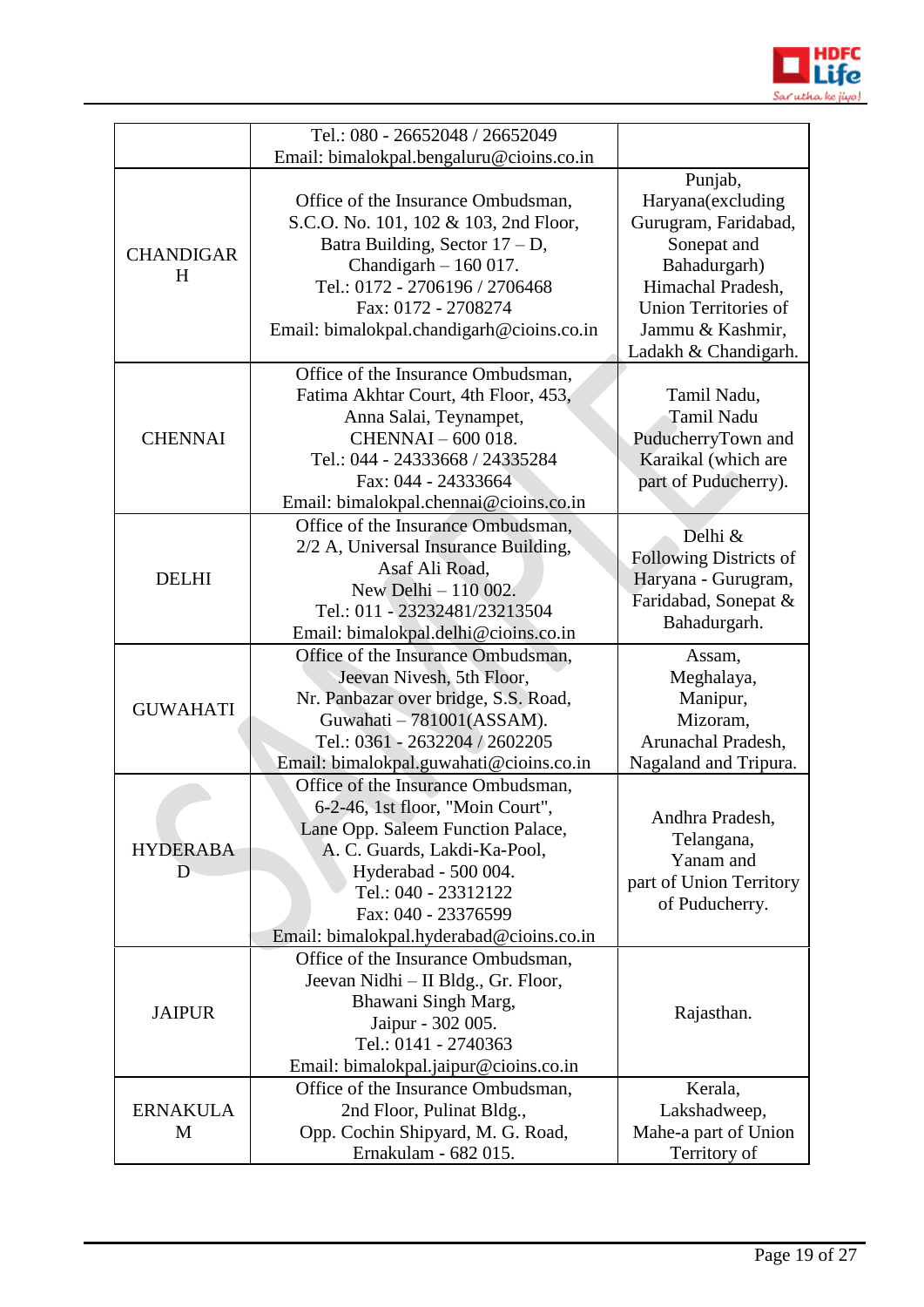| | | |
|---|---|---|
| | Tel.: 080 - 26652048 / 26652049<br>Email: bimalokpal.bengaluru@cioins.co.in | |
| CHANDIGARH | Office of the Insurance Ombudsman,<br>S.C.O. No. 101, 102 & 103, 2nd Floor,<br>Batra Building, Sector 17 – D,<br>Chandigarh – 160 017.<br>Tel.: 0172 - 2706196 / 2706468<br>Fax: 0172 - 2708274<br>Email: bimalokpal.chandigarh@cioins.co.in | Punjab,<br>Haryana(excluding Gurugram, Faridabad, Sonepat and Bahadurgarh)<br>Himachal Pradesh, Union Territories of Jammu & Kashmir, Ladakh & Chandigarh. |
| CHENNAI | Office of the Insurance Ombudsman,<br>Fatima Akhtar Court, 4th Floor, 453,<br>Anna Salai, Teynampet,<br>CHENNAI – 600 018.<br>Tel.: 044 - 24333668 / 24335284<br>Fax: 044 - 24333664<br>Email: bimalokpal.chennai@cioins.co.in | Tamil Nadu,<br>Tamil Nadu PuducherryTown and Karaikal (which are part of Puducherry). |
| DELHI | Office of the Insurance Ombudsman,<br>2/2 A, Universal Insurance Building,<br>Asaf Ali Road,<br>New Delhi – 110 002.<br>Tel.: 011 - 23232481/23213504<br>Email: bimalokpal.delhi@cioins.co.in | Delhi &<br>Following Districts of Haryana - Gurugram, Faridabad, Sonepat & Bahadurgarh. |
| GUWAHATI | Office of the Insurance Ombudsman,<br>Jeevan Nivesh, 5th Floor,<br>Nr. Panbazar over bridge, S.S. Road,<br>Guwahati – 781001(ASSAM).<br>Tel.: 0361 - 2632204 / 2602205<br>Email: bimalokpal.guwahati@cioins.co.in | Assam,<br>Meghalaya,<br>Manipur,<br>Mizoram,<br>Arunachal Pradesh,<br>Nagaland and Tripura. |
| HYDERABAD | Office of the Insurance Ombudsman,<br>6-2-46, 1st floor, "Moin Court",<br>Lane Opp. Saleem Function Palace,<br>A. C. Guards, Lakdi-Ka-Pool,<br>Hyderabad - 500 004.<br>Tel.: 040 - 23312122<br>Fax: 040 - 23376599<br>Email: bimalokpal.hyderabad@cioins.co.in | Andhra Pradesh,<br>Telangana,<br>Yanam and<br>part of Union Territory of Puducherry. |
| JAIPUR | Office of the Insurance Ombudsman,<br>Jeevan Nidhi – II Bldg., Gr. Floor,<br>Bhawani Singh Marg,<br>Jaipur - 302 005.<br>Tel.: 0141 - 2740363<br>Email: bimalokpal.jaipur@cioins.co.in | Rajasthan. |
| ERNAKULAM | Office of the Insurance Ombudsman,<br>2nd Floor, Pulinat Bldg.,<br>Opp. Cochin Shipyard, M. G. Road,<br>Ernakulam - 682 015. | Kerala,<br>Lakshadweep,<br>Mahe-a part of Union Territory of |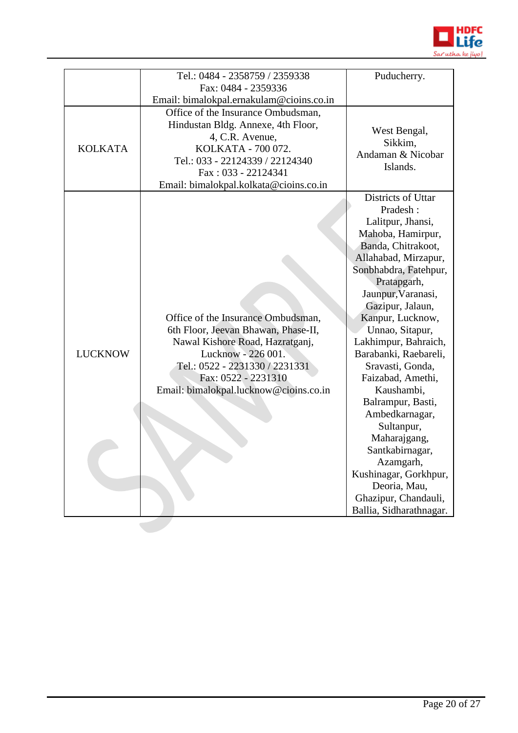| | | |
|---|---|---|
| | Tel.: 0484 - 2358759 / 2359338<br>Fax: 0484 - 2359336<br>Email: bimalokpal.ernakulam@cioins.co.in | Puducherry. |
| KOLKATA | Office of the Insurance Ombudsman,<br>Hindustan Bldg. Annexe, 4th Floor,<br>4, C.R. Avenue,<br>KOLKATA - 700 072.<br>Tel.: 033 - 22124339 / 22124340<br>Fax : 033 - 22124341<br>Email: bimalokpal.kolkata@cioins.co.in | West Bengal,<br>Sikkim,<br>Andaman & Nicobar Islands. |
| LUCKNOW | Office of the Insurance Ombudsman,<br>6th Floor, Jeevan Bhawan, Phase-II,<br>Nawal Kishore Road, Hazratganj,<br>Lucknow - 226 001.<br>Tel.: 0522 - 2231330 / 2231331<br>Fax: 0522 - 2231310<br>Email: bimalokpal.lucknow@cioins.co.in | Districts of Uttar Pradesh :<br>Lalitpur, Jhansi, Mahoba, Hamirpur, Banda, Chitrakoot, Allahabad, Mirzapur, Sonbhabdra, Fatehpur, Pratapgarh, Jaunpur,Varanasi, Gazipur, Jalaun, Kanpur, Lucknow, Unnao, Sitapur, Lakhimpur, Bahraich, Barabanki, Raebareli, Sravasti, Gonda, Faizabad, Amethi, Kaushambi, Balrampur, Basti, Ambedkarnagar, Sultanpur, Maharajgang, Santkabirnagar, Azamgarh, Kushinagar, Gorkhpur, Deoria, Mau, Ghazipur, Chandauli, Ballia, Sidharathnagar. |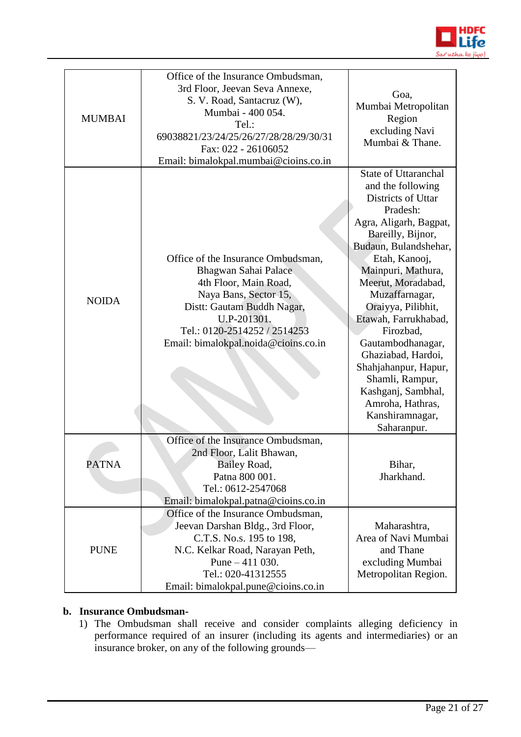| MUMBAI | Office of the Insurance Ombudsman,<br>3rd Floor, Jeevan Seva Annexe,<br>S. V. Road, Santacruz (W),<br>Mumbai - 400 054.<br>Tel.:<br>69038821/23/24/25/26/27/28/28/29/30/31<br>Fax: 022 - 26106052<br>Email: bimalokpal.mumbai@cioins.co.in | Goa,<br>Mumbai Metropolitan Region<br>excluding Navi Mumbai & Thane. |
|---|---|---|
| NOIDA | Office of the Insurance Ombudsman,<br>Bhagwan Sahai Palace<br>4th Floor, Main Road,<br>Naya Bans, Sector 15,<br>Distt: Gautam Buddh Nagar,<br>U.P-201301.<br>Tel.: 0120-2514252 / 2514253<br>Email: bimalokpal.noida@cioins.co.in | State of Uttaranchal and the following Districts of Uttar Pradesh:<br>Agra, Aligarh, Bagpat, Bareilly, Bijnor, Budaun, Bulandshehar, Etah, Kanooj, Mainpuri, Mathura, Meerut, Moradabad, Muzaffarnagar, Oraiyya, Pilibhit, Etawah, Farrukhabad, Firozbad, Gautambodhanagar, Ghaziabad, Hardoi, Shahjahanpur, Hapur, Shamli, Rampur, Kashganj, Sambhal, Amroha, Hathras, Kanshiramnagar, Saharanpur. |
| PATNA | Office of the Insurance Ombudsman,<br>2nd Floor, Lalit Bhawan,<br>Bailey Road,<br>Patna 800 001.<br>Tel.: 0612-2547068<br>Email: bimalokpal.patna@cioins.co.in | Bihar,<br>Jharkhand. |
| PUNE | Office of the Insurance Ombudsman,<br>Jeevan Darshan Bldg., 3rd Floor,<br>C.T.S. No.s. 195 to 198,<br>N.C. Kelkar Road, Narayan Peth,<br>Pune – 411 030.<br>Tel.: 020-41312555<br>Email: bimalokpal.pune@cioins.co.in | Maharashtra,<br>Area of Navi Mumbai and Thane<br>excluding Mumbai Metropolitan Region. |

**b. Insurance Ombudsman-**

1) The Ombudsman shall receive and consider complaints alleging deficiency in performance required of an insurer (including its agents and intermediaries) or an insurance broker, on any of the following grounds—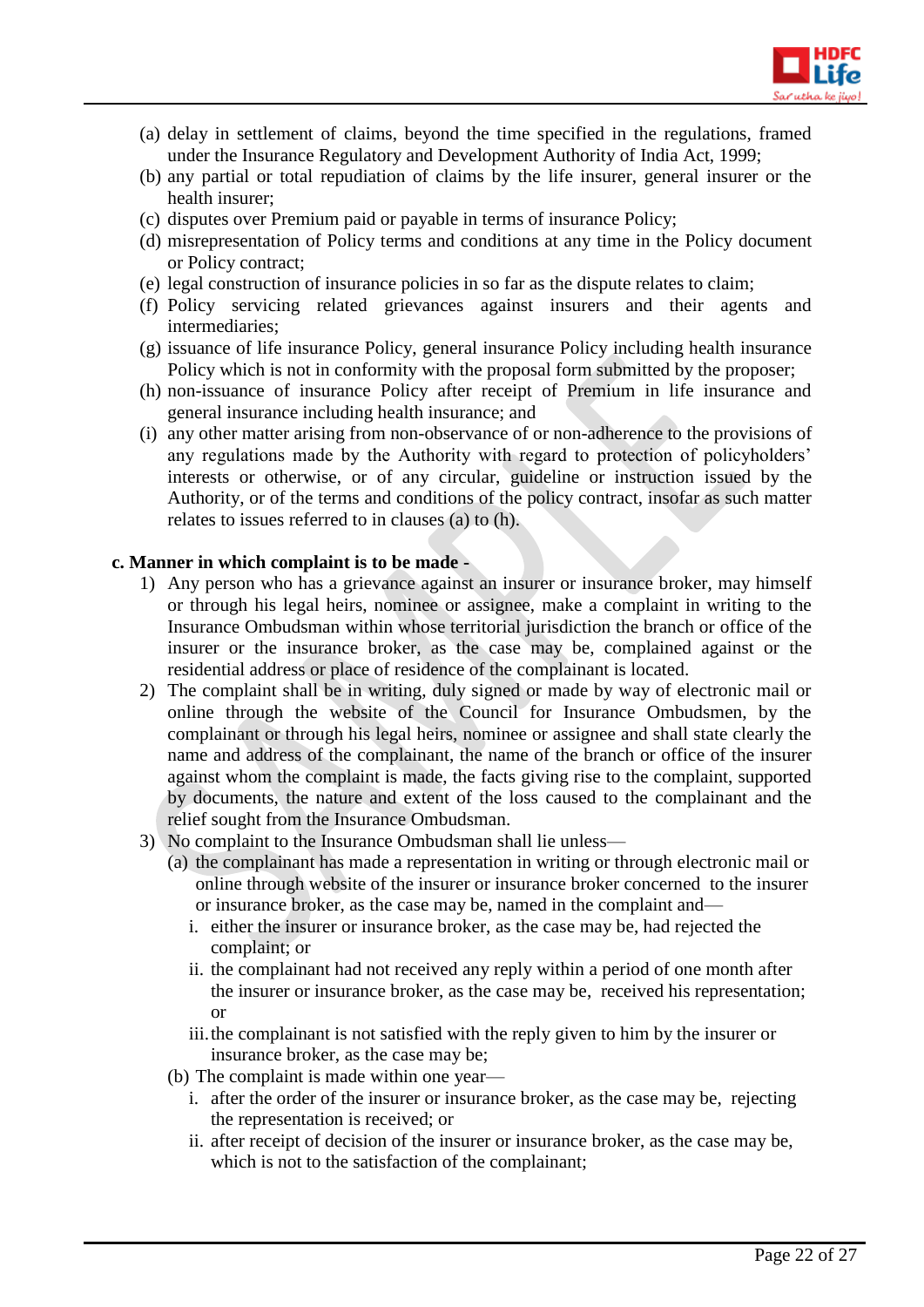(a) delay in settlement of claims, beyond the time specified in the regulations, framed under the Insurance Regulatory and Development Authority of India Act, 1999;
(b) any partial or total repudiation of claims by the life insurer, general insurer or the health insurer;
(c) disputes over Premium paid or payable in terms of insurance Policy;
(d) misrepresentation of Policy terms and conditions at any time in the Policy document or Policy contract;
(e) legal construction of insurance policies in so far as the dispute relates to claim;
(f) Policy servicing related grievances against insurers and their agents and intermediaries;
(g) issuance of life insurance Policy, general insurance Policy including health insurance Policy which is not in conformity with the proposal form submitted by the proposer;
(h) non-issuance of insurance Policy after receipt of Premium in life insurance and general insurance including health insurance; and
(i) any other matter arising from non-observance of or non-adherence to the provisions of any regulations made by the Authority with regard to protection of policyholders' interests or otherwise, or of any circular, guideline or instruction issued by the Authority, or of the terms and conditions of the policy contract, insofar as such matter relates to issues referred to in clauses (a) to (h).

**c. Manner in which complaint is to be made -**

1) Any person who has a grievance against an insurer or insurance broker, may himself or through his legal heirs, nominee or assignee, make a complaint in writing to the Insurance Ombudsman within whose territorial jurisdiction the branch or office of the insurer or the insurance broker, as the case may be, complained against or the residential address or place of residence of the complainant is located.
2) The complaint shall be in writing, duly signed or made by way of electronic mail or online through the website of the Council for Insurance Ombudsmen, by the complainant or through his legal heirs, nominee or assignee and shall state clearly the name and address of the complainant, the name of the branch or office of the insurer against whom the complaint is made, the facts giving rise to the complaint, supported by documents, the nature and extent of the loss caused to the complainant and the relief sought from the Insurance Ombudsman.
3) No complaint to the Insurance Ombudsman shall lie unless—
   (a) the complainant has made a representation in writing or through electronic mail or online through website of the insurer or insurance broker concerned to the insurer or insurance broker, as the case may be, named in the complaint and—
      i. either the insurer or insurance broker, as the case may be, had rejected the complaint; or
      ii. the complainant had not received any reply within a period of one month after the insurer or insurance broker, as the case may be, received his representation; or
      iii. the complainant is not satisfied with the reply given to him by the insurer or insurance broker, as the case may be;
   (b) The complaint is made within one year—
      i. after the order of the insurer or insurance broker, as the case may be, rejecting the representation is received; or
      ii. after receipt of decision of the insurer or insurance broker, as the case may be, which is not to the satisfaction of the complainant;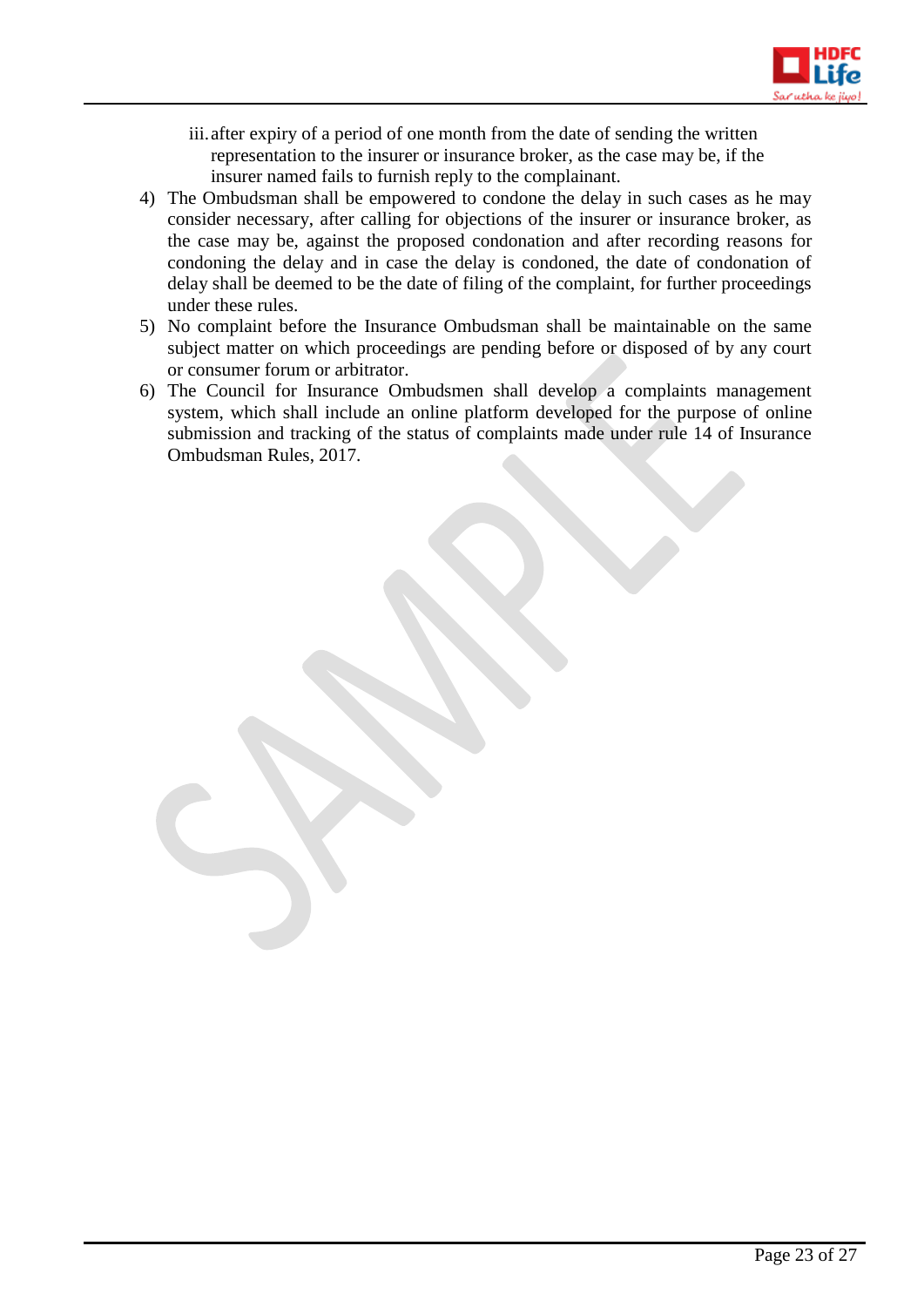iii. after expiry of a period of one month from the date of sending the written representation to the insurer or insurance broker, as the case may be, if the insurer named fails to furnish reply to the complainant.

4) The Ombudsman shall be empowered to condone the delay in such cases as he may consider necessary, after calling for objections of the insurer or insurance broker, as the case may be, against the proposed condonation and after recording reasons for condoning the delay and in case the delay is condoned, the date of condonation of delay shall be deemed to be the date of filing of the complaint, for further proceedings under these rules.
5) No complaint before the Insurance Ombudsman shall be maintainable on the same subject matter on which proceedings are pending before or disposed of by any court or consumer forum or arbitrator.
6) The Council for Insurance Ombudsmen shall develop a complaints management system, which shall include an online platform developed for the purpose of online submission and tracking of the status of complaints made under rule 14 of Insurance Ombudsman Rules, 2017.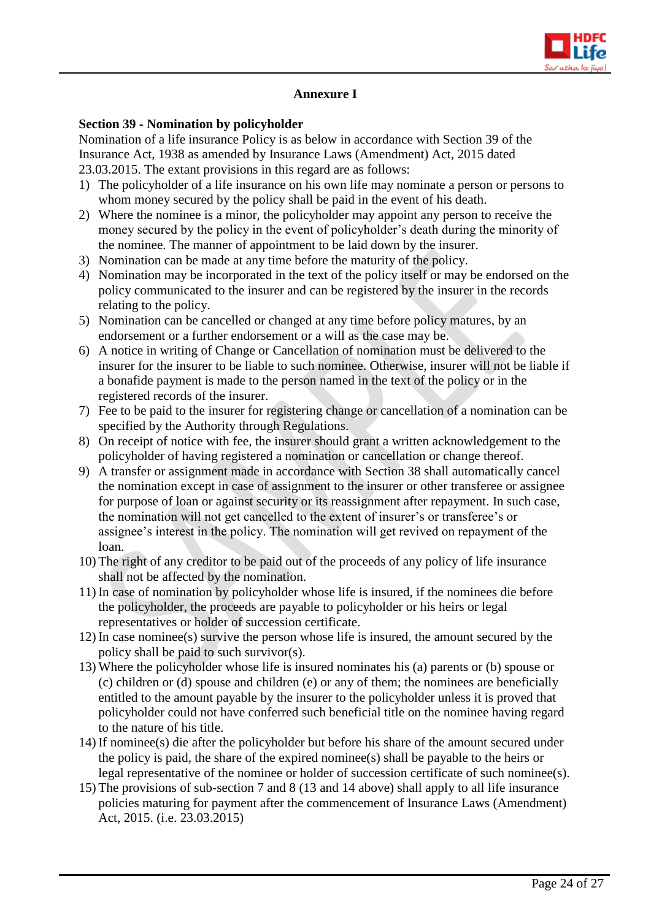## Annexure I

**Section 39 - Nomination by policyholder**

Nomination of a life insurance Policy is as below in accordance with Section 39 of the Insurance Act, 1938 as amended by Insurance Laws (Amendment) Act, 2015 dated 23.03.2015. The extant provisions in this regard are as follows:

1) The policyholder of a life insurance on his own life may nominate a person or persons to whom money secured by the policy shall be paid in the event of his death.
2) Where the nominee is a minor, the policyholder may appoint any person to receive the money secured by the policy in the event of policyholder's death during the minority of the nominee. The manner of appointment to be laid down by the insurer.
3) Nomination can be made at any time before the maturity of the policy.
4) Nomination may be incorporated in the text of the policy itself or may be endorsed on the policy communicated to the insurer and can be registered by the insurer in the records relating to the policy.
5) Nomination can be cancelled or changed at any time before policy matures, by an endorsement or a further endorsement or a will as the case may be.
6) A notice in writing of Change or Cancellation of nomination must be delivered to the insurer for the insurer to be liable to such nominee. Otherwise, insurer will not be liable if a bonafide payment is made to the person named in the text of the policy or in the registered records of the insurer.
7) Fee to be paid to the insurer for registering change or cancellation of a nomination can be specified by the Authority through Regulations.
8) On receipt of notice with fee, the insurer should grant a written acknowledgement to the policyholder of having registered a nomination or cancellation or change thereof.
9) A transfer or assignment made in accordance with Section 38 shall automatically cancel the nomination except in case of assignment to the insurer or other transferee or assignee for purpose of loan or against security or its reassignment after repayment. In such case, the nomination will not get cancelled to the extent of insurer's or transferee's or assignee's interest in the policy. The nomination will get revived on repayment of the loan.
10) The right of any creditor to be paid out of the proceeds of any policy of life insurance shall not be affected by the nomination.
11) In case of nomination by policyholder whose life is insured, if the nominees die before the policyholder, the proceeds are payable to policyholder or his heirs or legal representatives or holder of succession certificate.
12) In case nominee(s) survive the person whose life is insured, the amount secured by the policy shall be paid to such survivor(s).
13) Where the policyholder whose life is insured nominates his (a) parents or (b) spouse or (c) children or (d) spouse and children (e) or any of them; the nominees are beneficially entitled to the amount payable by the insurer to the policyholder unless it is proved that policyholder could not have conferred such beneficial title on the nominee having regard to the nature of his title.
14) If nominee(s) die after the policyholder but before his share of the amount secured under the policy is paid, the share of the expired nominee(s) shall be payable to the heirs or legal representative of the nominee or holder of succession certificate of such nominee(s).
15) The provisions of sub-section 7 and 8 (13 and 14 above) shall apply to all life insurance policies maturing for payment after the commencement of Insurance Laws (Amendment) Act, 2015. (i.e. 23.03.2015)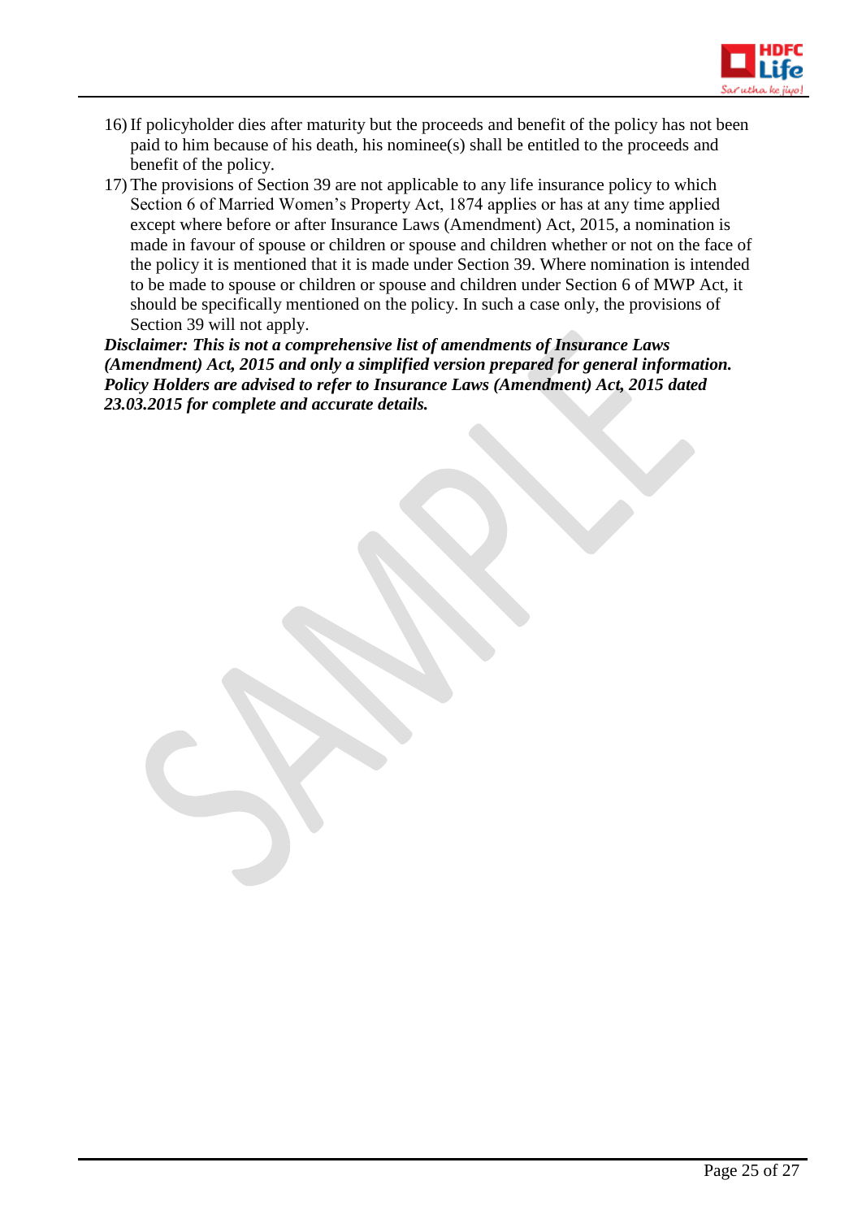16) If policyholder dies after maturity but the proceeds and benefit of the policy has not been paid to him because of his death, his nominee(s) shall be entitled to the proceeds and benefit of the policy.

17) The provisions of Section 39 are not applicable to any life insurance policy to which Section 6 of Married Women's Property Act, 1874 applies or has at any time applied except where before or after Insurance Laws (Amendment) Act, 2015, a nomination is made in favour of spouse or children or spouse and children whether or not on the face of the policy it is mentioned that it is made under Section 39. Where nomination is intended to be made to spouse or children or spouse and children under Section 6 of MWP Act, it should be specifically mentioned on the policy. In such a case only, the provisions of Section 39 will not apply.

***Disclaimer: This is not a comprehensive list of amendments of Insurance Laws (Amendment) Act, 2015 and only a simplified version prepared for general information. Policy Holders are advised to refer to Insurance Laws (Amendment) Act, 2015 dated 23.03.2015 for complete and accurate details.***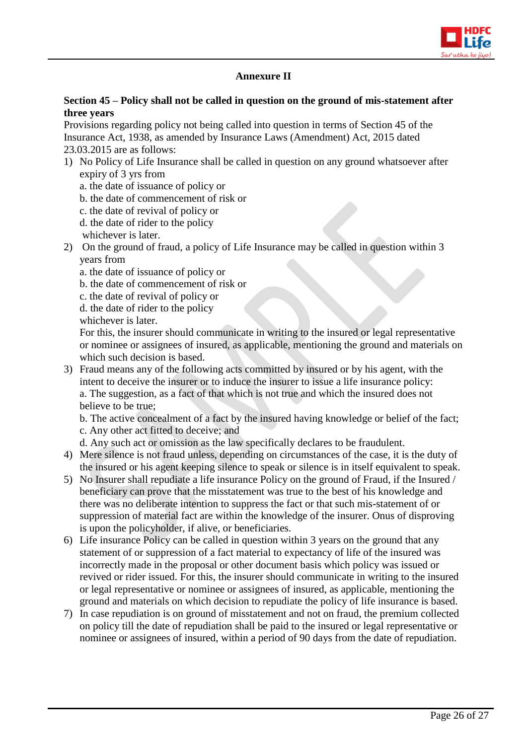## Annexure II

**Section 45 – Policy shall not be called in question on the ground of mis-statement after three years**

Provisions regarding policy not being called into question in terms of Section 45 of the Insurance Act, 1938, as amended by Insurance Laws (Amendment) Act, 2015 dated 23.03.2015 are as follows:

1) No Policy of Life Insurance shall be called in question on any ground whatsoever after expiry of 3 yrs from
   a. the date of issuance of policy or
   b. the date of commencement of risk or
   c. the date of revival of policy or
   d. the date of rider to the policy
   whichever is later.
2) On the ground of fraud, a policy of Life Insurance may be called in question within 3 years from
   a. the date of issuance of policy or
   b. the date of commencement of risk or
   c. the date of revival of policy or
   d. the date of rider to the policy
   whichever is later.
   For this, the insurer should communicate in writing to the insured or legal representative or nominee or assignees of insured, as applicable, mentioning the ground and materials on which such decision is based.
3) Fraud means any of the following acts committed by insured or by his agent, with the intent to deceive the insurer or to induce the insurer to issue a life insurance policy:
   a. The suggestion, as a fact of that which is not true and which the insured does not believe to be true;
   b. The active concealment of a fact by the insured having knowledge or belief of the fact;
   c. Any other act fitted to deceive; and
   d. Any such act or omission as the law specifically declares to be fraudulent.
4) Mere silence is not fraud unless, depending on circumstances of the case, it is the duty of the insured or his agent keeping silence to speak or silence is in itself equivalent to speak.
5) No Insurer shall repudiate a life insurance Policy on the ground of Fraud, if the Insured / beneficiary can prove that the misstatement was true to the best of his knowledge and there was no deliberate intention to suppress the fact or that such mis-statement of or suppression of material fact are within the knowledge of the insurer. Onus of disproving is upon the policyholder, if alive, or beneficiaries.
6) Life insurance Policy can be called in question within 3 years on the ground that any statement of or suppression of a fact material to expectancy of life of the insured was incorrectly made in the proposal or other document basis which policy was issued or revived or rider issued. For this, the insurer should communicate in writing to the insured or legal representative or nominee or assignees of insured, as applicable, mentioning the ground and materials on which decision to repudiate the policy of life insurance is based.
7) In case repudiation is on ground of misstatement and not on fraud, the premium collected on policy till the date of repudiation shall be paid to the insured or legal representative or nominee or assignees of insured, within a period of 90 days from the date of repudiation.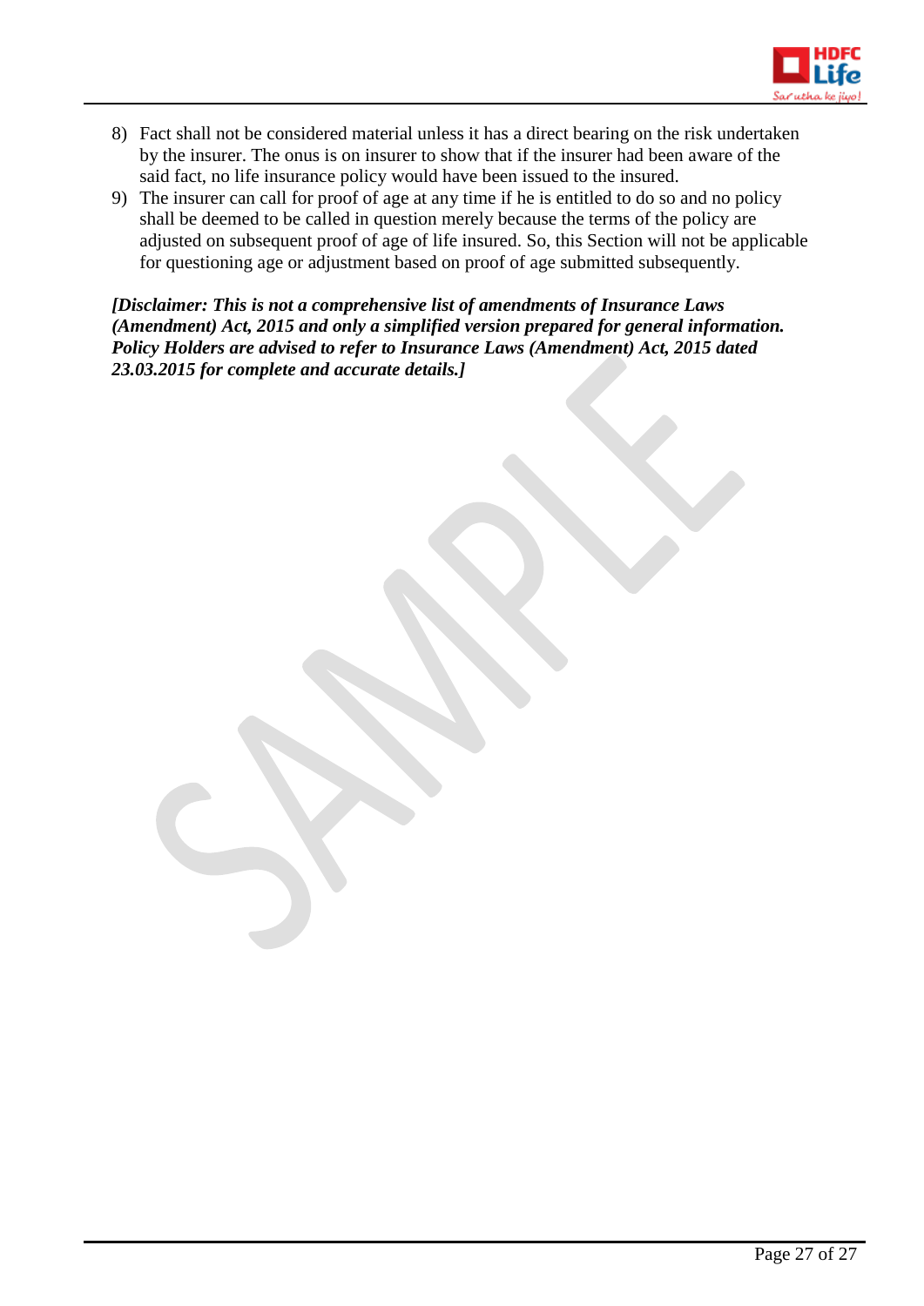8) Fact shall not be considered material unless it has a direct bearing on the risk undertaken by the insurer. The onus is on insurer to show that if the insurer had been aware of the said fact, no life insurance policy would have been issued to the insured.
9) The insurer can call for proof of age at any time if he is entitled to do so and no policy shall be deemed to be called in question merely because the terms of the policy are adjusted on subsequent proof of age of life insured. So, this Section will not be applicable for questioning age or adjustment based on proof of age submitted subsequently.

***[Disclaimer: This is not a comprehensive list of amendments of Insurance Laws (Amendment) Act, 2015 and only a simplified version prepared for general information. Policy Holders are advised to refer to Insurance Laws (Amendment) Act, 2015 dated 23.03.2015 for complete and accurate details.]***